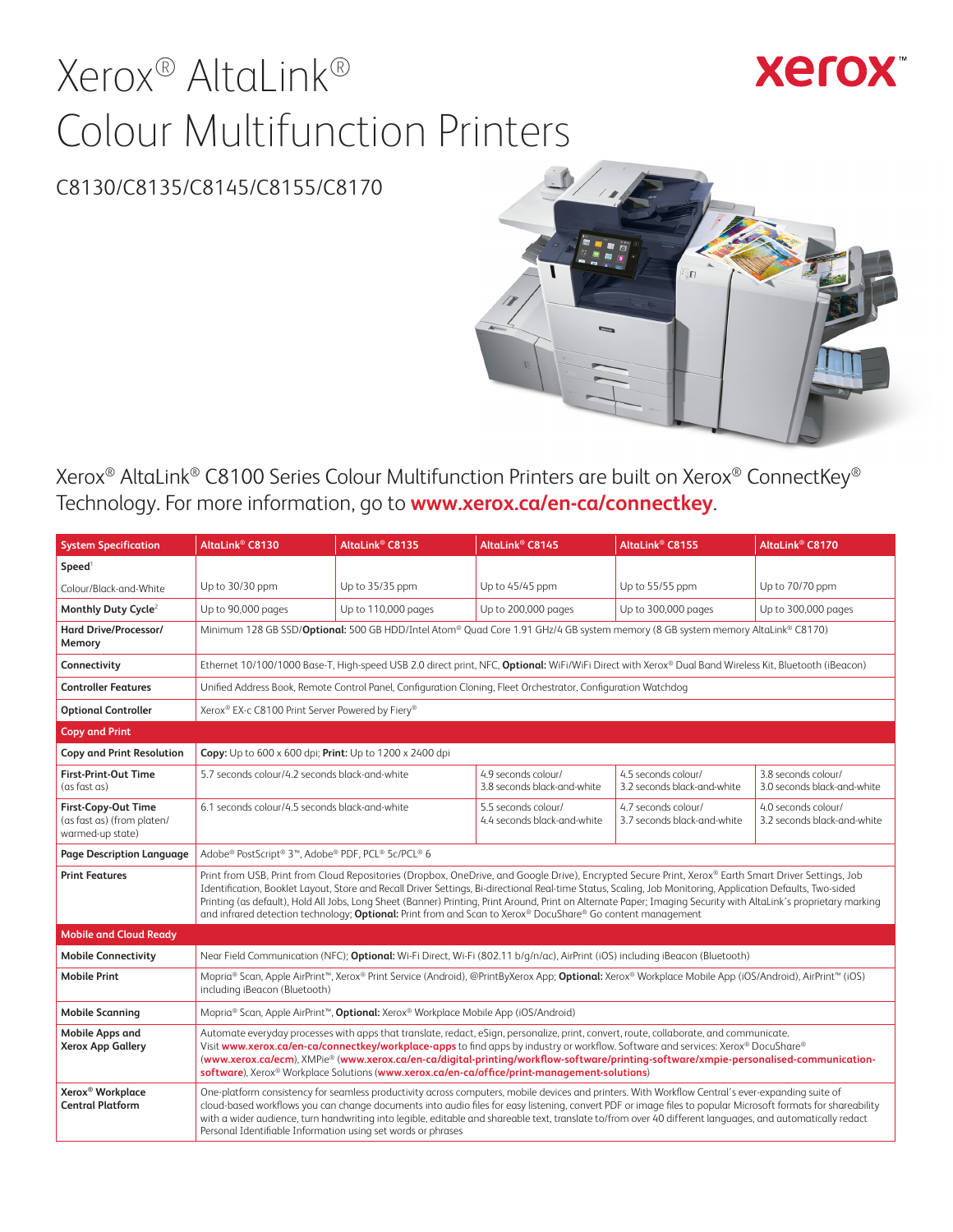# Xerox® AltaLink® Colour Multifunction Printers

## C8130/C8135/C8145/C8155/C8170

Xerox® AltaLink® C8100 Series Colour Multifunction Printers are built on Xerox® ConnectKey® Technology. For more information, go to **www.xerox.ca/en-ca/connectkey**.

| System Specification | AltaLink® C8130 | AltaLink® C8135 | AltaLink® C8145 | AltaLink® C8155 | AltaLink® C8170 |
|---|---|---|---|---|---|
| **Speed**[1] Colour/Black-and-White | Up to 30/30 ppm | Up to 35/35 ppm | Up to 45/45 ppm | Up to 55/55 ppm | Up to 70/70 ppm |
| **Monthly Duty Cycle**[2] | Up to 90,000 pages | Up to 110,000 pages | Up to 200,000 pages | Up to 300,000 pages | Up to 300,000 pages |
| **Hard Drive/Processor/ Memory** | Minimum 128 GB SSD/**Optional:** 500 GB HDD/Intel Atom® Quad Core 1.91 GHz/4 GB system memory (8 GB system memory AltaLink® C8170) | | | | |
| **Connectivity** | Ethernet 10/100/1000 Base-T, High-speed USB 2.0 direct print, NFC, **Optional:** WiFi/WiFi Direct with Xerox® Dual Band Wireless Kit, Bluetooth (iBeacon) | | | | |
| **Controller Features** | Unified Address Book, Remote Control Panel, Configuration Cloning, Fleet Orchestrator, Configuration Watchdog | | | | |
| **Optional Controller** | Xerox® EX-c C8100 Print Server Powered by Fiery® | | | | |
| **Copy and Print** | | | | | |
| **Copy and Print Resolution** | **Copy:** Up to 600 x 600 dpi; **Print:** Up to 1200 x 2400 dpi | | | | |
| **First-Print-Out Time** (as fast as) | 5.7 seconds colour/4.2 seconds black-and-white | | 4.9 seconds colour/ 3.8 seconds black-and-white | 4.5 seconds colour/ 3.2 seconds black-and-white | 3.8 seconds colour/ 3.0 seconds black-and-white |
| **First-Copy-Out Time** (as fast as) (from platen/ warmed-up state) | 6.1 seconds colour/4.5 seconds black-and-white | | 5.5 seconds colour/ 4.4 seconds black-and-white | 4.7 seconds colour/ 3.7 seconds black-and-white | 4.0 seconds colour/ 3.2 seconds black-and-white |
| **Page Description Language** | Adobe® PostScript® 3™, Adobe® PDF, PCL® 5c/PCL® 6 | | | | |
| **Print Features** | Print from USB, Print from Cloud Repositories (Dropbox, OneDrive, and Google Drive), Encrypted Secure Print, Xerox® Earth Smart Driver Settings, Job Identification, Booklet Layout, Store and Recall Driver Settings, Bi-directional Real-time Status, Scaling, Job Monitoring, Application Defaults, Two-sided Printing (as default), Hold All Jobs, Long Sheet (Banner) Printing, Print Around, Print on Alternate Paper; Imaging Security with AltaLink's proprietary marking and infrared detection technology; **Optional:** Print from and Scan to Xerox® DocuShare® Go content management | | | | |
| **Mobile and Cloud Ready** | | | | | |
| **Mobile Connectivity** | Near Field Communication (NFC); **Optional:** Wi-Fi Direct, Wi-Fi (802.11 b/g/n/ac), AirPrint (iOS) including iBeacon (Bluetooth) | | | | |
| **Mobile Print** | Mopria® Scan, Apple AirPrint™, Xerox® Print Service (Android), @PrintByXerox App; **Optional:** Xerox® Workplace Mobile App (iOS/Android), AirPrint™ (iOS) including iBeacon (Bluetooth) | | | | |
| **Mobile Scanning** | Mopria® Scan, Apple AirPrint™, **Optional:** Xerox® Workplace Mobile App (iOS/Android) | | | | |
| **Mobile Apps and Xerox App Gallery** | Automate everyday processes with apps that translate, redact, eSign, personalize, print, convert, route, collaborate, and communicate. Visit **www.xerox.ca/en-ca/connectkey/workplace-apps** to find apps by industry or workflow. Software and services: Xerox® DocuShare® (**www.xerox.ca/ecm**), XMPie® (**www.xerox.ca/en-ca/digital-printing/workflow-software/printing-software/xmpie-personalised-communication-software**), Xerox® Workplace Solutions (**www.xerox.ca/en-ca/office/print-management-solutions**) | | | | |
| **Xerox® Workplace Central Platform** | One-platform consistency for seamless productivity across computers, mobile devices and printers. With Workflow Central's ever-expanding suite of cloud-based workflows you can change documents into audio files for easy listening, convert PDF or image files to popular Microsoft formats for shareability with a wider audience, turn handwriting into legible, editable and shareable text, translate to/from over 40 different languages, and automatically redact Personal Identifiable Information using set words or phrases | | | | |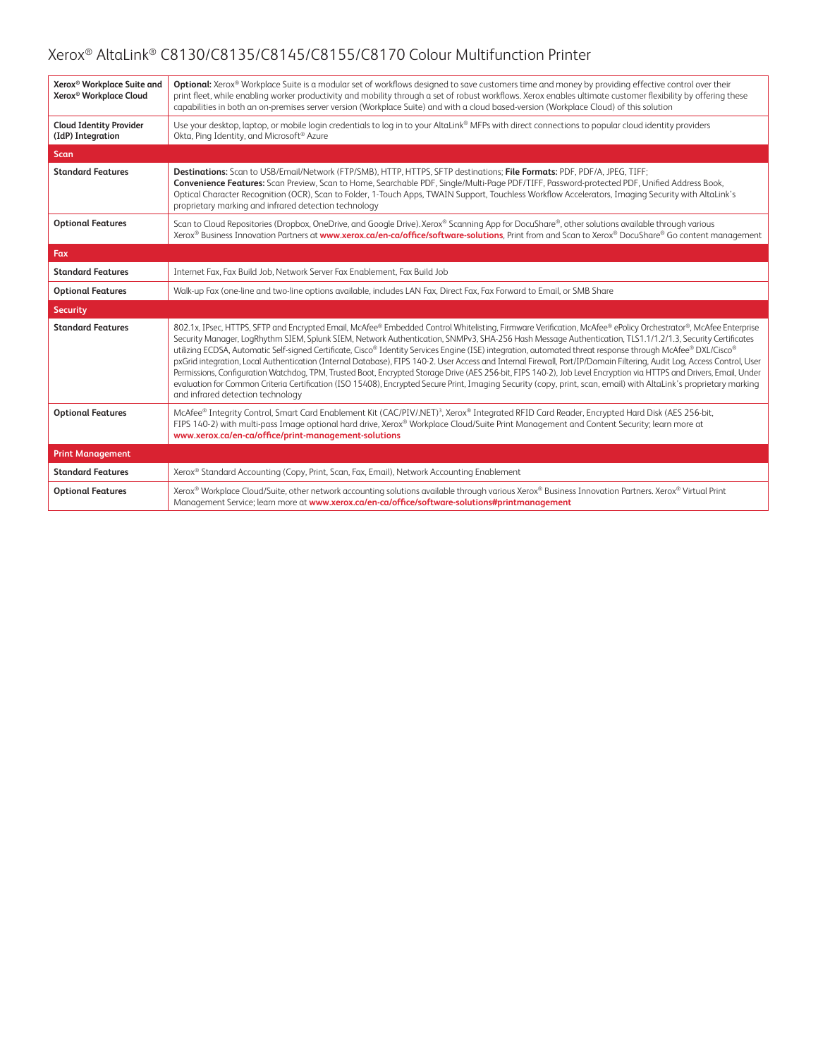| | |
|---|---|
| **Xerox® Workplace Suite and Xerox® Workplace Cloud** | **Optional:** Xerox® Workplace Suite is a modular set of workflows designed to save customers time and money by providing effective control over their print fleet, while enabling worker productivity and mobility through a set of robust workflows. Xerox enables ultimate customer flexibility by offering these capabilities in both an on-premises server version (Workplace Suite) and with a cloud based-version (Workplace Cloud) of this solution |
| **Cloud Identity Provider (IdP) Integration** | Use your desktop, laptop, or mobile login credentials to log in to your AltaLink® MFPs with direct connections to popular cloud identity providers Okta, Ping Identity, and Microsoft® Azure |
| **Scan** | |
| **Standard Features** | **Destinations:** Scan to USB/Email/Network (FTP/SMB), HTTP, HTTPS, SFTP destinations; **File Formats:** PDF, PDF/A, JPEG, TIFF; **Convenience Features:** Scan Preview, Scan to Home, Searchable PDF, Single/Multi-Page PDF/TIFF, Password-protected PDF, Unified Address Book, Optical Character Recognition (OCR), Scan to Folder, 1-Touch Apps, TWAIN Support, Touchless Workflow Accelerators, Imaging Security with AltaLink's proprietary marking and infrared detection technology |
| **Optional Features** | Scan to Cloud Repositories (Dropbox, OneDrive, and Google Drive). Xerox® Scanning App for DocuShare®, other solutions available through various Xerox® Business Innovation Partners at **www.xerox.ca/en-ca/office/software-solutions**, Print from and Scan to Xerox® DocuShare® Go content management |
| **Fax** | |
| **Standard Features** | Internet Fax, Fax Build Job, Network Server Fax Enablement, Fax Build Job |
| **Optional Features** | Walk-up Fax (one-line and two-line options available, includes LAN Fax, Direct Fax, Fax Forward to Email, or SMB Share |
| **Security** | |
| **Standard Features** | 802.1x, IPsec, HTTPS, SFTP and Encrypted Email, McAfee® Embedded Control Whitelisting, Firmware Verification, McAfee® ePolicy Orchestrator®, McAfee Enterprise Security Manager, LogRhythm SIEM, Splunk SIEM, Network Authentication, SNMPv3, SHA-256 Hash Message Authentication, TLS1.1/1.2/1.3, Security Certificates utilizing ECDSA, Automatic Self-signed Certificate, Cisco® Identity Services Engine (ISE) integration, automated threat response through McAfee® DXL/Cisco® pxGrid integration, Local Authentication (Internal Database), FIPS 140-2. User Access and Internal Firewall, Port/IP/Domain Filtering, Audit Log, Access Control, User Permissions, Configuration Watchdog, TPM, Trusted Boot, Encrypted Storage Drive (AES 256-bit, FIPS 140-2), Job Level Encryption via HTTPS and Drivers, Email, Under evaluation for Common Criteria Certification (ISO 15408), Encrypted Secure Print, Imaging Security (copy, print, scan, email) with AltaLink's proprietary marking and infrared detection technology |
| **Optional Features** | McAfee® Integrity Control, Smart Card Enablement Kit (CAC/PIV/.NET)[3], Xerox® Integrated RFID Card Reader, Encrypted Hard Disk (AES 256-bit, FIPS 140-2) with multi-pass Image optional hard drive, Xerox® Workplace Cloud/Suite Print Management and Content Security; learn more at **www.xerox.ca/en-ca/office/print-management-solutions** |
| **Print Management** | |
| **Standard Features** | Xerox® Standard Accounting (Copy, Print, Scan, Fax, Email), Network Accounting Enablement |
| **Optional Features** | Xerox® Workplace Cloud/Suite, other network accounting solutions available through various Xerox® Business Innovation Partners. Xerox® Virtual Print Management Service; learn more at **www.xerox.ca/en-ca/office/software-solutions#printmanagement** |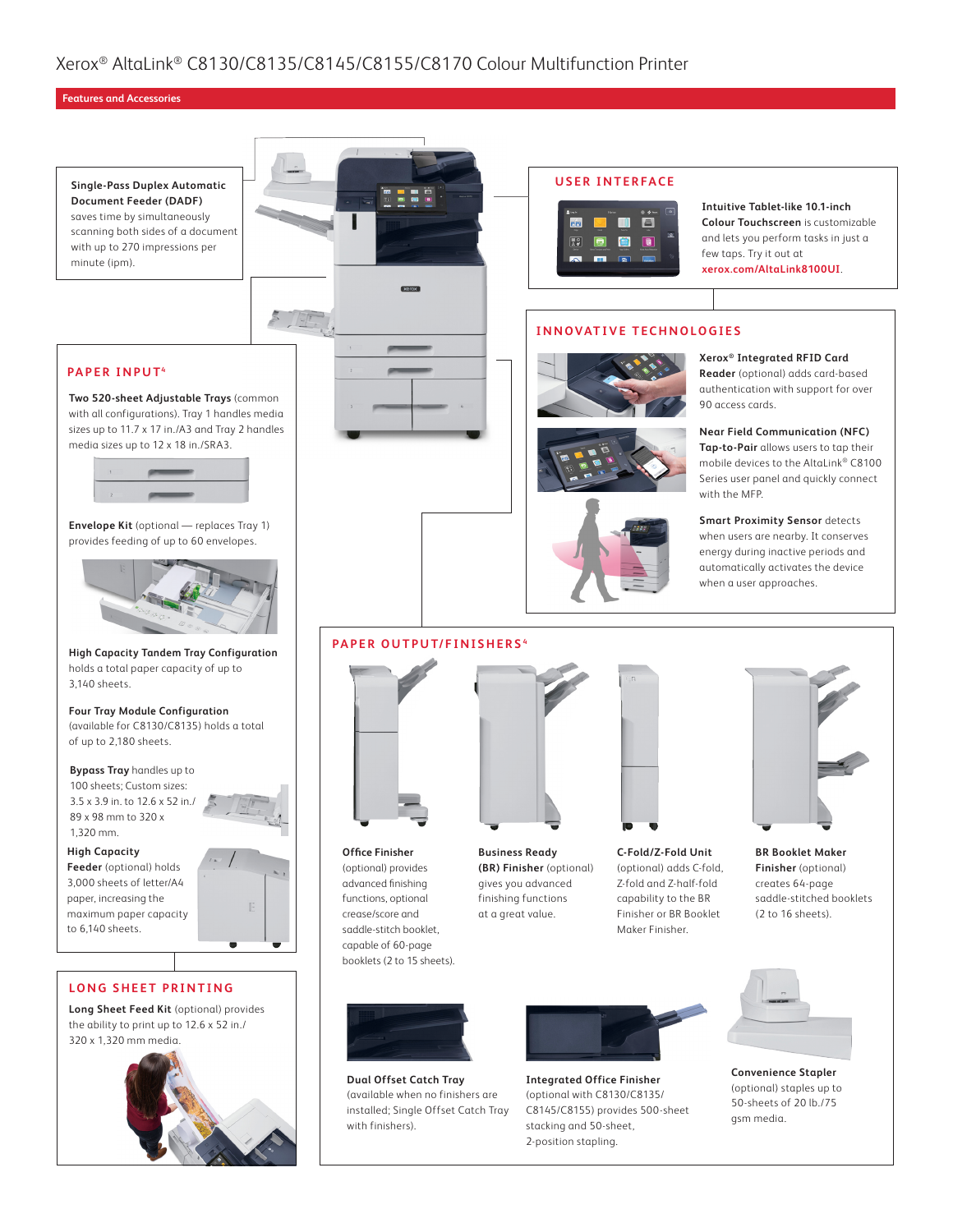# Xerox® AltaLink® C8130/C8135/C8145/C8155/C8170 Colour Multifunction Printer

## Features and Accessories

**Single-Pass Duplex Automatic Document Feeder (DADF)** saves time by simultaneously scanning both sides of a document with up to 270 impressions per minute (ipm).

### USER INTERFACE

**Intuitive Tablet-like 10.1-inch Colour Touchscreen** is customizable and lets you perform tasks in just a few taps. Try it out at **xerox.com/AltaLink8100UI**.

### INNOVATIVE TECHNOLOGIES

**Xerox® Integrated RFID Card Reader** (optional) adds card-based authentication with support for over 90 access cards.

**Near Field Communication (NFC) Tap-to-Pair** allows users to tap their mobile devices to the AltaLink® C8100 Series user panel and quickly connect with the MFP.

**Smart Proximity Sensor** detects when users are nearby. It conserves energy during inactive periods and automatically activates the device when a user approaches.

### PAPER INPUT[4]

**Two 520-sheet Adjustable Trays** (common with all configurations). Tray 1 handles media sizes up to 11.7 x 17 in./A3 and Tray 2 handles media sizes up to 12 x 18 in./SRA3.

**Envelope Kit** (optional — replaces Tray 1) provides feeding of up to 60 envelopes.

**High Capacity Tandem Tray Configuration** holds a total paper capacity of up to 3,140 sheets.

**Four Tray Module Configuration** (available for C8130/C8135) holds a total of up to 2,180 sheets.

**Bypass Tray** handles up to 100 sheets; Custom sizes: 3.5 x 3.9 in. to 12.6 x 52 in./ 89 x 98 mm to 320 x 1,320 mm.

**High Capacity Feeder** (optional) holds 3,000 sheets of letter/A4 paper, increasing the maximum paper capacity to 6,140 sheets.

### LONG SHEET PRINTING

**Long Sheet Feed Kit** (optional) provides the ability to print up to 12.6 x 52 in./ 320 x 1,320 mm media.

### PAPER OUTPUT/FINISHERS[4]

**Office Finisher** (optional) provides advanced finishing functions, optional crease/score and saddle-stitch booklet, capable of 60-page booklets (2 to 15 sheets).

**Business Ready (BR) Finisher** (optional) gives you advanced finishing functions at a great value.

**C-Fold/Z-Fold Unit** (optional) adds C-fold, Z-fold and Z-half-fold capability to the BR Finisher or BR Booklet Maker Finisher.

**BR Booklet Maker Finisher** (optional) creates 64-page saddle-stitched booklets (2 to 16 sheets).

**Dual Offset Catch Tray** (available when no finishers are installed; Single Offset Catch Tray with finishers).

**Integrated Office Finisher** (optional with C8130/C8135/ C8145/C8155) provides 500-sheet stacking and 50-sheet, 2-position stapling.

**Convenience Stapler** (optional) staples up to 50-sheets of 20 lb./75 gsm media.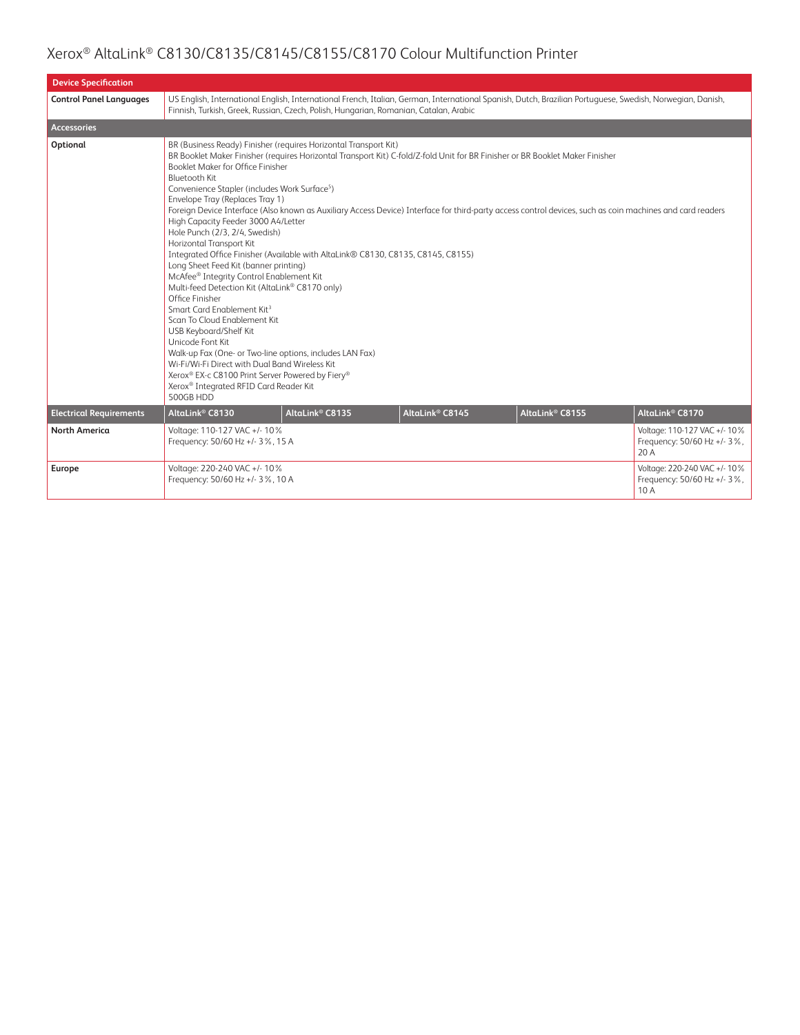Xerox® AltaLink® C8130/C8135/C8145/C8155/C8170 Colour Multifunction Printer

| Device Specification | | | | | |
|---|---|---|---|---|---|
| **Control Panel Languages** | US English, International English, International French, Italian, German, International Spanish, Dutch, Brazilian Portuguese, Swedish, Norwegian, Danish, Finnish, Turkish, Greek, Russian, Czech, Polish, Hungarian, Romanian, Catalan, Arabic | | | | |
| **Accessories** | | | | | |
| **Optional** | BR (Business Ready) Finisher (requires Horizontal Transport Kit)<br>BR Booklet Maker Finisher (requires Horizontal Transport Kit) C-fold/Z-fold Unit for BR Finisher or BR Booklet Maker Finisher<br>Booklet Maker for Office Finisher<br>Bluetooth Kit<br>Convenience Stapler (includes Work Surface[5])<br>Envelope Tray (Replaces Tray 1)<br>Foreign Device Interface (Also known as Auxiliary Access Device) Interface for third-party access control devices, such as coin machines and card readers<br>High Capacity Feeder 3000 A4/Letter<br>Hole Punch (2/3, 2/4, Swedish)<br>Horizontal Transport Kit<br>Integrated Office Finisher (Available with AltaLink® C8130, C8135, C8145, C8155)<br>Long Sheet Feed Kit (banner printing)<br>McAfee® Integrity Control Enablement Kit<br>Multi-feed Detection Kit (AltaLink® C8170 only)<br>Office Finisher<br>Smart Card Enablement Kit[3]<br>Scan To Cloud Enablement Kit<br>USB Keyboard/Shelf Kit<br>Unicode Font Kit<br>Walk-up Fax (One- or Two-line options, includes LAN Fax)<br>Wi-Fi/Wi-Fi Direct with Dual Band Wireless Kit<br>Xerox® EX-c C8100 Print Server Powered by Fiery®<br>Xerox® Integrated RFID Card Reader Kit<br>500GB HDD | | | | |
| **Electrical Requirements** | **AltaLink® C8130** | **AltaLink® C8135** | **AltaLink® C8145** | **AltaLink® C8155** | **AltaLink® C8170** |
| **North America** | Voltage: 110-127 VAC +/- 10%<br>Frequency: 50/60 Hz +/- 3%, 15 A | | | | Voltage: 110-127 VAC +/- 10%<br>Frequency: 50/60 Hz +/- 3%, 20 A |
| **Europe** | Voltage: 220-240 VAC +/- 10%<br>Frequency: 50/60 Hz +/- 3%, 10 A | | | | Voltage: 220-240 VAC +/- 10%<br>Frequency: 50/60 Hz +/- 3%, 10 A |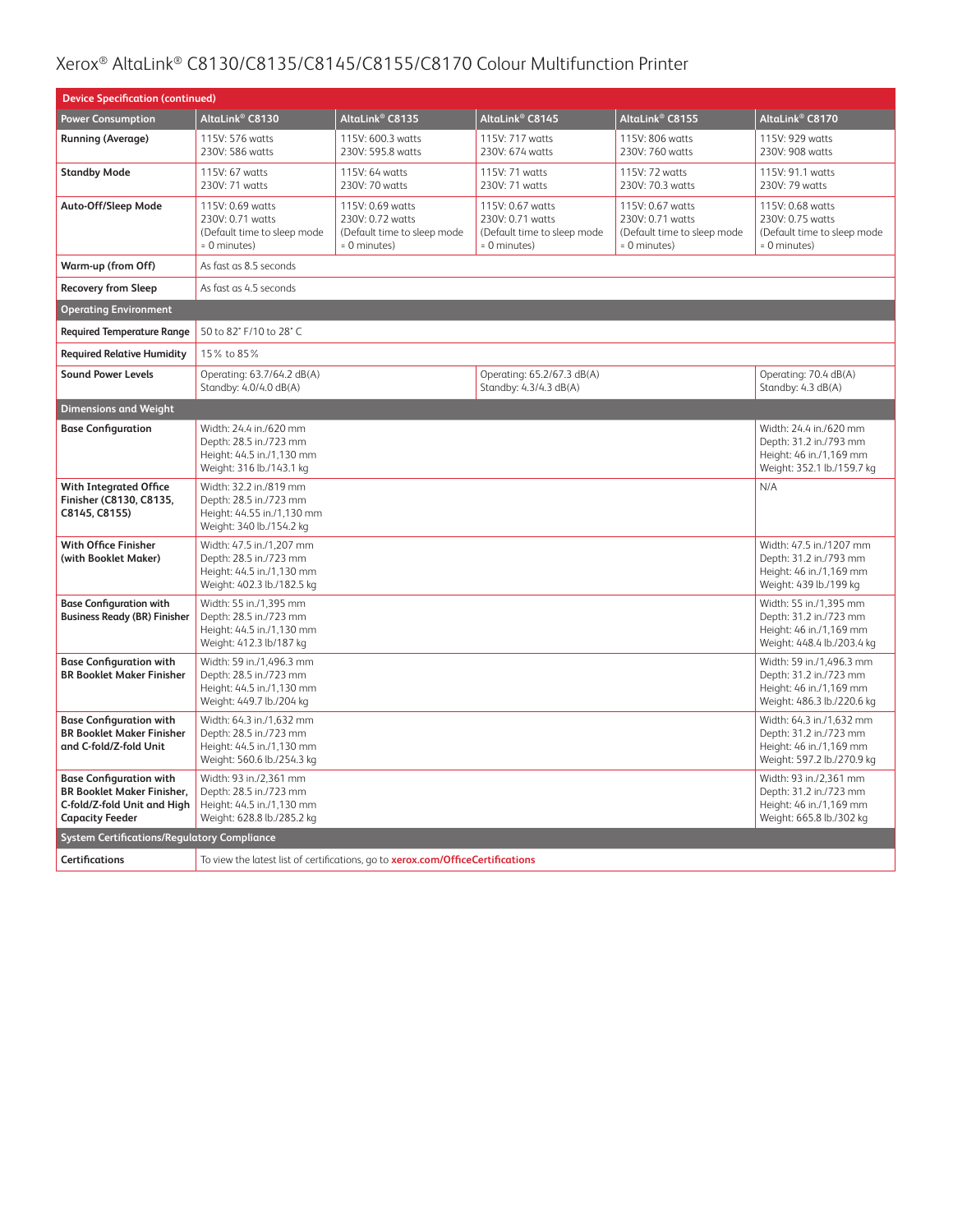# Xerox® AltaLink® C8130/C8135/C8145/C8155/C8170 Colour Multifunction Printer

| Device Specification (continued) | | | | | |
|---|---|---|---|---|---|
| **Power Consumption** | **AltaLink® C8130** | **AltaLink® C8135** | **AltaLink® C8145** | **AltaLink® C8155** | **AltaLink® C8170** |
| **Running (Average)** | 115V: 576 watts<br>230V: 586 watts | 115V: 600.3 watts<br>230V: 595.8 watts | 115V: 717 watts<br>230V: 674 watts | 115V: 806 watts<br>230V: 760 watts | 115V: 929 watts<br>230V: 908 watts |
| **Standby Mode** | 115V: 67 watts<br>230V: 71 watts | 115V: 64 watts<br>230V: 70 watts | 115V: 71 watts<br>230V: 71 watts | 115V: 72 watts<br>230V: 70.3 watts | 115V: 91.1 watts<br>230V: 79 watts |
| **Auto-Off/Sleep Mode** | 115V: 0.69 watts<br>230V: 0.71 watts<br>(Default time to sleep mode = 0 minutes) | 115V: 0.69 watts<br>230V: 0.72 watts<br>(Default time to sleep mode = 0 minutes) | 115V: 0.67 watts<br>230V: 0.71 watts<br>(Default time to sleep mode = 0 minutes) | 115V: 0.67 watts<br>230V: 0.71 watts<br>(Default time to sleep mode = 0 minutes) | 115V: 0.68 watts<br>230V: 0.75 watts<br>(Default time to sleep mode = 0 minutes) |
| **Warm-up (from Off)** | As fast as 8.5 seconds | | | | |
| **Recovery from Sleep** | As fast as 4.5 seconds | | | | |
| **Operating Environment** | | | | | |
| **Required Temperature Range** | 50 to 82° F/10 to 28° C | | | | |
| **Required Relative Humidity** | 15% to 85% | | | | |
| **Sound Power Levels** | Operating: 63.7/64.2 dB(A)<br>Standby: 4.0/4.0 dB(A) | | Operating: 65.2/67.3 dB(A)<br>Standby: 4.3/4.3 dB(A) | | Operating: 70.4 dB(A)<br>Standby: 4.3 dB(A) |
| **Dimensions and Weight** | | | | | |
| **Base Configuration** | Width: 24.4 in./620 mm<br>Depth: 28.5 in./723 mm<br>Height: 44.5 in./1,130 mm<br>Weight: 316 lb./143.1 kg | | | | Width: 24.4 in./620 mm<br>Depth: 31.2 in./793 mm<br>Height: 46 in./1,169 mm<br>Weight: 352.1 lb./159.7 kg |
| **With Integrated Office Finisher (C8130, C8135, C8145, C8155)** | Width: 32.2 in./819 mm<br>Depth: 28.5 in./723 mm<br>Height: 44.55 in./1,130 mm<br>Weight: 340 lb./154.2 kg | | | | N/A |
| **With Office Finisher (with Booklet Maker)** | Width: 47.5 in./1,207 mm<br>Depth: 28.5 in./723 mm<br>Height: 44.5 in./1,130 mm<br>Weight: 402.3 lb./182.5 kg | | | | Width: 47.5 in./1207 mm<br>Depth: 31.2 in./793 mm<br>Height: 46 in./1,169 mm<br>Weight: 439 lb./199 kg |
| **Base Configuration with Business Ready (BR) Finisher** | Width: 55 in./1,395 mm<br>Depth: 28.5 in./723 mm<br>Height: 44.5 in./1,130 mm<br>Weight: 412.3 lb/187 kg | | | | Width: 55 in./1,395 mm<br>Depth: 31.2 in./723 mm<br>Height: 46 in./1,169 mm<br>Weight: 448.4 lb./203.4 kg |
| **Base Configuration with BR Booklet Maker Finisher** | Width: 59 in./1,496.3 mm<br>Depth: 28.5 in./723 mm<br>Height: 44.5 in./1,130 mm<br>Weight: 449.7 lb./204 kg | | | | Width: 59 in./1,496.3 mm<br>Depth: 31.2 in./723 mm<br>Height: 46 in./1,169 mm<br>Weight: 486.3 lb./220.6 kg |
| **Base Configuration with BR Booklet Maker Finisher and C-fold/Z-fold Unit** | Width: 64.3 in./1,632 mm<br>Depth: 28.5 in./723 mm<br>Height: 44.5 in./1,130 mm<br>Weight: 560.6 lb./254.3 kg | | | | Width: 64.3 in./1,632 mm<br>Depth: 31.2 in./723 mm<br>Height: 46 in./1,169 mm<br>Weight: 597.2 lb./270.9 kg |
| **Base Configuration with BR Booklet Maker Finisher, C-fold/Z-fold Unit and High Capacity Feeder** | Width: 93 in./2,361 mm<br>Depth: 28.5 in./723 mm<br>Height: 44.5 in./1,130 mm<br>Weight: 628.8 lb./285.2 kg | | | | Width: 93 in./2,361 mm<br>Depth: 31.2 in./723 mm<br>Height: 46 in./1,169 mm<br>Weight: 665.8 lb./302 kg |
| **System Certifications/Regulatory Compliance** | | | | | |
| **Certifications** | To view the latest list of certifications, go to **xerox.com/OfficeCertifications** | | | | |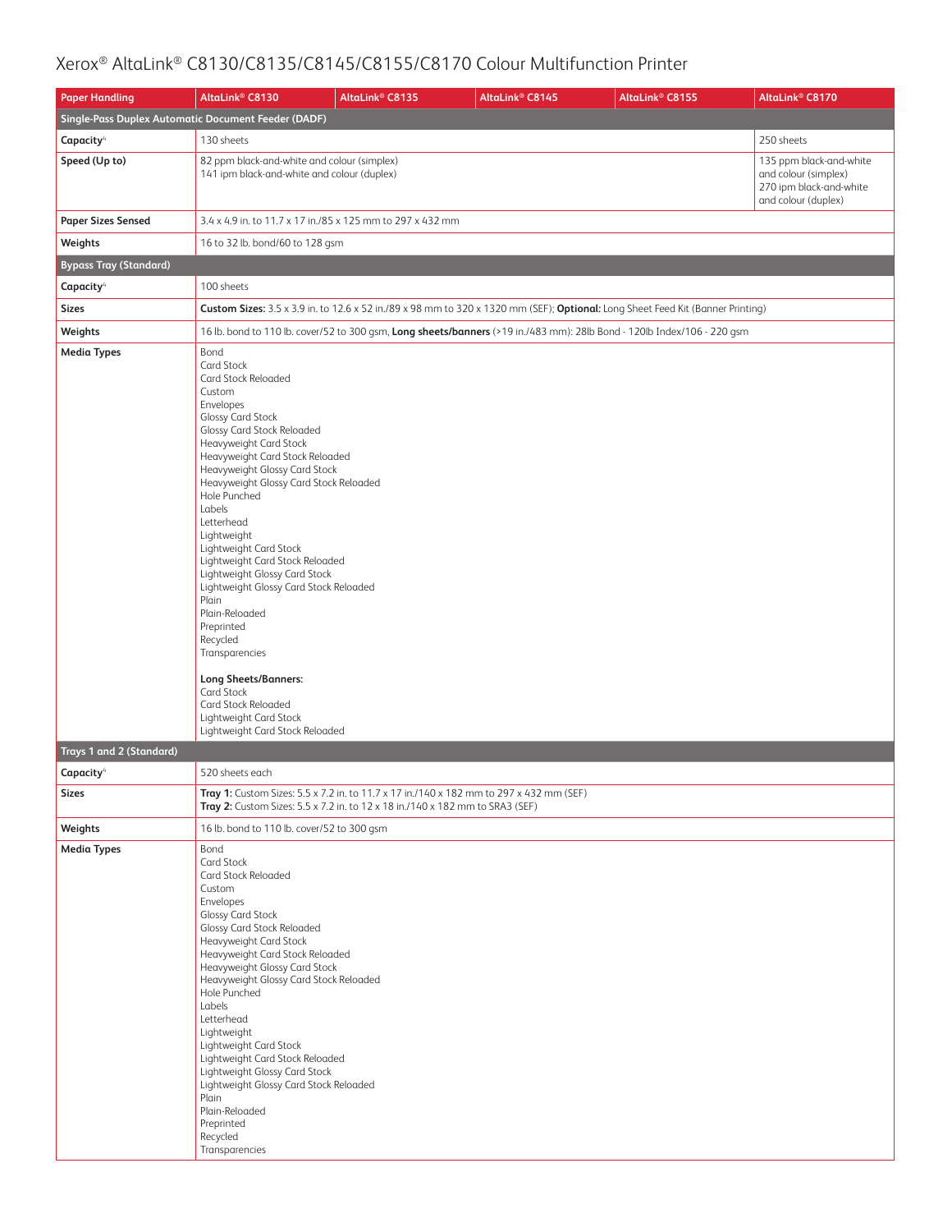# Xerox® AltaLink® C8130/C8135/C8145/C8155/C8170 Colour Multifunction Printer

| Paper Handling | AltaLink® C8130 | AltaLink® C8135 | AltaLink® C8145 | AltaLink® C8155 | AltaLink® C8170 |
|---|---|---|---|---|---|
| **Single-Pass Duplex Automatic Document Feeder (DADF)** | | | | | |
| **Capacity**[4] | 130 sheets | | | | 250 sheets |
| **Speed (Up to)** | 82 ppm black-and-white and colour (simplex)<br>141 ipm black-and-white and colour (duplex) | | | | 135 ppm black-and-white and colour (simplex)<br>270 ipm black-and-white and colour (duplex) |
| **Paper Sizes Sensed** | 3.4 x 4.9 in. to 11.7 x 17 in./85 x 125 mm to 297 x 432 mm | | | | |
| **Weights** | 16 to 32 lb. bond/60 to 128 gsm | | | | |
| **Bypass Tray (Standard)** | | | | | |
| **Capacity**[4] | 100 sheets | | | | |
| **Sizes** | **Custom Sizes:** 3.5 x 3.9 in. to 12.6 x 52 in./89 x 98 mm to 320 x 1320 mm (SEF); **Optional:** Long Sheet Feed Kit (Banner Printing) | | | | |
| **Weights** | 16 lb. bond to 110 lb. cover/52 to 300 gsm, **Long sheets/banners** (>19 in./483 mm): 28lb Bond - 120lb Index/106 - 220 gsm | | | | |
| **Media Types** | Bond<br>Card Stock<br>Card Stock Reloaded<br>Custom<br>Envelopes<br>Glossy Card Stock<br>Glossy Card Stock Reloaded<br>Heavyweight Card Stock<br>Heavyweight Card Stock Reloaded<br>Heavyweight Glossy Card Stock<br>Heavyweight Glossy Card Stock Reloaded<br>Hole Punched<br>Labels<br>Letterhead<br>Lightweight<br>Lightweight Card Stock<br>Lightweight Card Stock Reloaded<br>Lightweight Glossy Card Stock<br>Lightweight Glossy Card Stock Reloaded<br>Plain<br>Plain-Reloaded<br>Preprinted<br>Recycled<br>Transparencies<br><br>**Long Sheets/Banners:**<br>Card Stock<br>Card Stock Reloaded<br>Lightweight Card Stock<br>Lightweight Card Stock Reloaded | | | | |
| **Trays 1 and 2 (Standard)** | | | | | |
| **Capacity**[4] | 520 sheets each | | | | |
| **Sizes** | **Tray 1:** Custom Sizes: 5.5 x 7.2 in. to 11.7 x 17 in./140 x 182 mm to 297 x 432 mm (SEF)<br>**Tray 2:** Custom Sizes: 5.5 x 7.2 in. to 12 x 18 in./140 x 182 mm to SRA3 (SEF) | | | | |
| **Weights** | 16 lb. bond to 110 lb. cover/52 to 300 gsm | | | | |
| **Media Types** | Bond<br>Card Stock<br>Card Stock Reloaded<br>Custom<br>Envelopes<br>Glossy Card Stock<br>Glossy Card Stock Reloaded<br>Heavyweight Card Stock<br>Heavyweight Card Stock Reloaded<br>Heavyweight Glossy Card Stock<br>Heavyweight Glossy Card Stock Reloaded<br>Hole Punched<br>Labels<br>Letterhead<br>Lightweight<br>Lightweight Card Stock<br>Lightweight Card Stock Reloaded<br>Lightweight Glossy Card Stock<br>Lightweight Glossy Card Stock Reloaded<br>Plain<br>Plain-Reloaded<br>Preprinted<br>Recycled<br>Transparencies | | | | |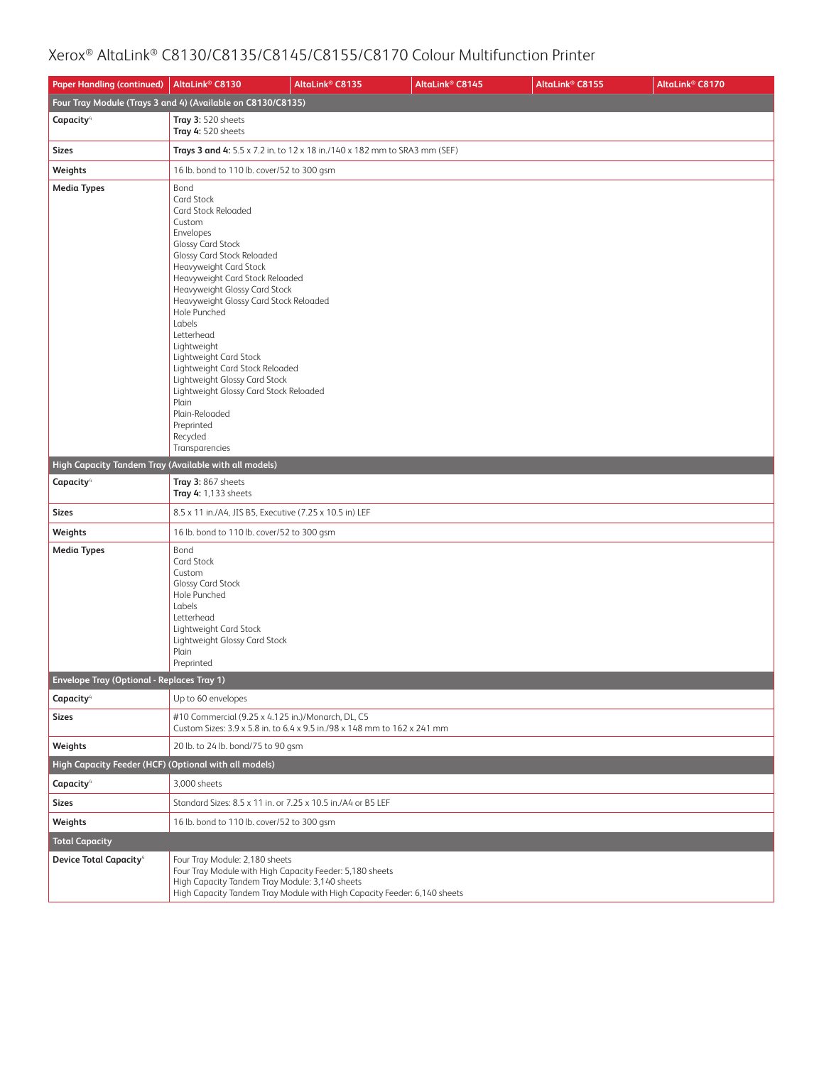# Xerox® AltaLink® C8130/C8135/C8145/C8155/C8170 Colour Multifunction Printer

| Paper Handling (continued) | AltaLink® C8130 | AltaLink® C8135 | AltaLink® C8145 | AltaLink® C8155 | AltaLink® C8170 |
|---|---|---|---|---|---|
| **Four Tray Module (Trays 3 and 4) (Available on C8130/C8135)** | | | | | |
| **Capacity**[4] | **Tray 3:** 520 sheets<br>**Tray 4:** 520 sheets | | | | |
| **Sizes** | **Trays 3 and 4:** 5.5 x 7.2 in. to 12 x 18 in./140 x 182 mm to SRA3 mm (SEF) | | | | |
| **Weights** | 16 lb. bond to 110 lb. cover/52 to 300 gsm | | | | |
| **Media Types** | Bond<br>Card Stock<br>Card Stock Reloaded<br>Custom<br>Envelopes<br>Glossy Card Stock<br>Glossy Card Stock Reloaded<br>Heavyweight Card Stock<br>Heavyweight Card Stock Reloaded<br>Heavyweight Glossy Card Stock<br>Heavyweight Glossy Card Stock Reloaded<br>Hole Punched<br>Labels<br>Letterhead<br>Lightweight<br>Lightweight Card Stock<br>Lightweight Card Stock Reloaded<br>Lightweight Glossy Card Stock<br>Lightweight Glossy Card Stock Reloaded<br>Plain<br>Plain-Reloaded<br>Preprinted<br>Recycled<br>Transparencies | | | | |
| **High Capacity Tandem Tray (Available with all models)** | | | | | |
| **Capacity**[4] | **Tray 3:** 867 sheets<br>**Tray 4:** 1,133 sheets | | | | |
| **Sizes** | 8.5 x 11 in./A4, JIS B5, Executive (7.25 x 10.5 in) LEF | | | | |
| **Weights** | 16 lb. bond to 110 lb. cover/52 to 300 gsm | | | | |
| **Media Types** | Bond<br>Card Stock<br>Custom<br>Glossy Card Stock<br>Hole Punched<br>Labels<br>Letterhead<br>Lightweight Card Stock<br>Lightweight Glossy Card Stock<br>Plain<br>Preprinted | | | | |
| **Envelope Tray (Optional - Replaces Tray 1)** | | | | | |
| **Capacity**[4] | Up to 60 envelopes | | | | |
| **Sizes** | #10 Commercial (9.25 x 4.125 in.)/Monarch, DL, C5<br>Custom Sizes: 3.9 x 5.8 in. to 6.4 x 9.5 in./98 x 148 mm to 162 x 241 mm | | | | |
| **Weights** | 20 lb. to 24 lb. bond/75 to 90 gsm | | | | |
| **High Capacity Feeder (HCF) (Optional with all models)** | | | | | |
| **Capacity**[4] | 3,000 sheets | | | | |
| **Sizes** | Standard Sizes: 8.5 x 11 in. or 7.25 x 10.5 in./A4 or B5 LEF | | | | |
| **Weights** | 16 lb. bond to 110 lb. cover/52 to 300 gsm | | | | |
| **Total Capacity** | | | | | |
| **Device Total Capacity**[4] | Four Tray Module: 2,180 sheets<br>Four Tray Module with High Capacity Feeder: 5,180 sheets<br>High Capacity Tandem Tray Module: 3,140 sheets<br>High Capacity Tandem Tray Module with High Capacity Feeder: 6,140 sheets | | | | |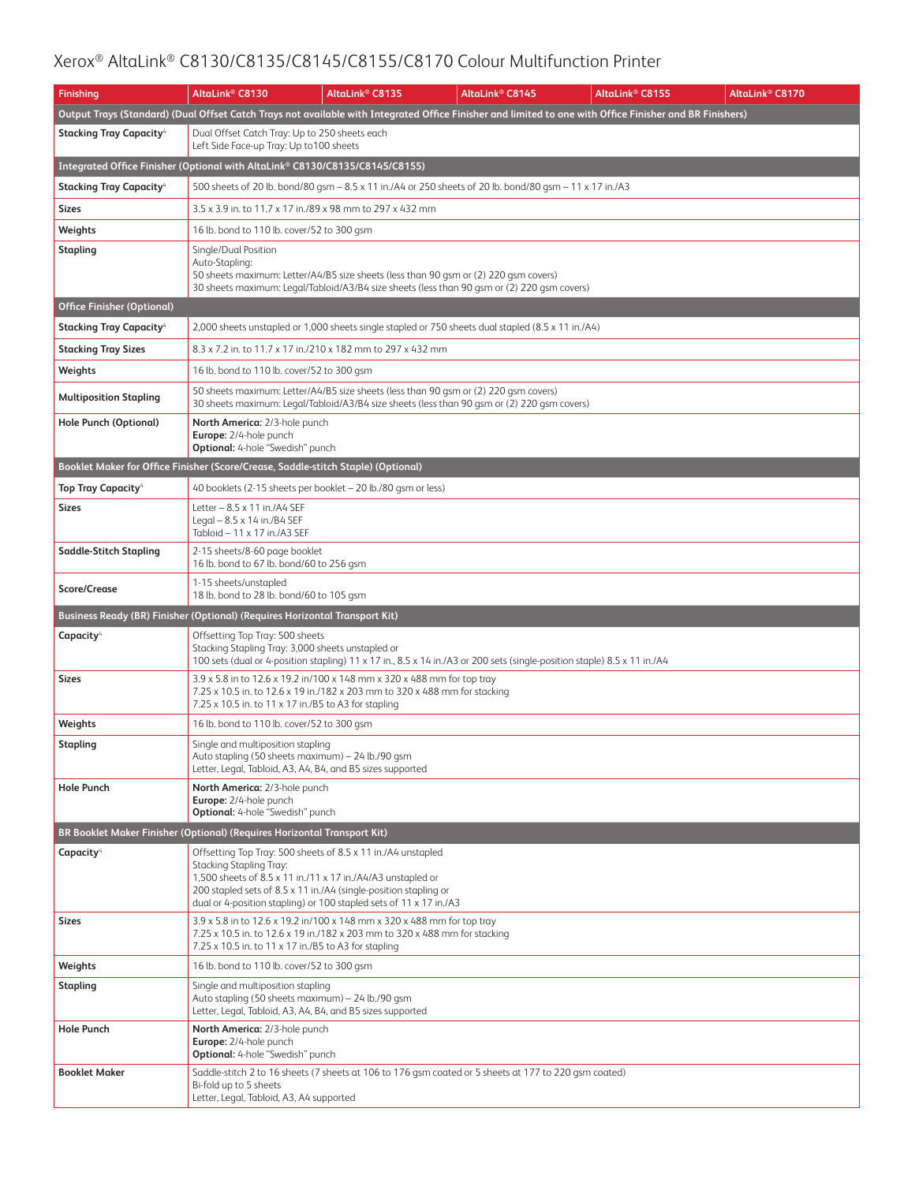# Xerox® AltaLink® C8130/C8135/C8145/C8155/C8170 Colour Multifunction Printer

| Finishing | AltaLink® C8130 | AltaLink® C8135 | AltaLink® C8145 | AltaLink® C8155 | AltaLink® C8170 |
|---|---|---|---|---|---|
| **Output Trays (Standard) (Dual Offset Catch Trays not available with Integrated Office Finisher and limited to one with Office Finisher and BR Finishers)** | | | | | |
| **Stacking Tray Capacity**[4] | Dual Offset Catch Tray: Up to 250 sheets each<br>Left Side Face-up Tray: Up to100 sheets | | | | |
| **Integrated Office Finisher (Optional with AltaLink® C8130/C8135/C8145/C8155)** | | | | | |
| **Stacking Tray Capacity**[4] | 500 sheets of 20 lb. bond/80 gsm – 8.5 x 11 in./A4 or 250 sheets of 20 lb. bond/80 gsm – 11 x 17 in./A3 | | | | |
| **Sizes** | 3.5 x 3.9 in. to 11.7 x 17 in./89 x 98 mm to 297 x 432 mm | | | | |
| **Weights** | 16 lb. bond to 110 lb. cover/52 to 300 gsm | | | | |
| **Stapling** | Single/Dual Position<br>Auto-Stapling:<br>50 sheets maximum: Letter/A4/B5 size sheets (less than 90 gsm or (2) 220 gsm covers)<br>30 sheets maximum: Legal/Tabloid/A3/B4 size sheets (less than 90 gsm or (2) 220 gsm covers) | | | | |
| **Office Finisher (Optional)** | | | | | |
| **Stacking Tray Capacity**[4] | 2,000 sheets unstapled or 1,000 sheets single stapled or 750 sheets dual stapled (8.5 x 11 in./A4) | | | | |
| **Stacking Tray Sizes** | 8.3 x 7.2 in. to 11.7 x 17 in./210 x 182 mm to 297 x 432 mm | | | | |
| **Weights** | 16 lb. bond to 110 lb. cover/52 to 300 gsm | | | | |
| **Multiposition Stapling** | 50 sheets maximum: Letter/A4/B5 size sheets (less than 90 gsm or (2) 220 gsm covers)<br>30 sheets maximum: Legal/Tabloid/A3/B4 size sheets (less than 90 gsm or (2) 220 gsm covers) | | | | |
| **Hole Punch (Optional)** | **North America:** 2/3-hole punch<br>**Europe:** 2/4-hole punch<br>**Optional:** 4-hole "Swedish" punch | | | | |
| **Booklet Maker for Office Finisher (Score/Crease, Saddle-stitch Staple) (Optional)** | | | | | |
| **Top Tray Capacity**[4] | 40 booklets (2-15 sheets per booklet – 20 lb./80 gsm or less) | | | | |
| **Sizes** | Letter – 8.5 x 11 in./A4 SEF<br>Legal – 8.5 x 14 in./B4 SEF<br>Tabloid – 11 x 17 in./A3 SEF | | | | |
| **Saddle-Stitch Stapling** | 2-15 sheets/8-60 page booklet<br>16 lb. bond to 67 lb. bond/60 to 256 gsm | | | | |
| **Score/Crease** | 1-15 sheets/unstapled<br>18 lb. bond to 28 lb. bond/60 to 105 gsm | | | | |
| **Business Ready (BR) Finisher (Optional) (Requires Horizontal Transport Kit)** | | | | | |
| **Capacity**[4] | Offsetting Top Tray: 500 sheets<br>Stacking Stapling Tray: 3,000 sheets unstapled or<br>100 sets (dual or 4-position stapling) 11 x 17 in., 8.5 x 14 in./A3 or 200 sets (single-position staple) 8.5 x 11 in./A4 | | | | |
| **Sizes** | 3.9 x 5.8 in to 12.6 x 19.2 in/100 x 148 mm x 320 x 488 mm for top tray<br>7.25 x 10.5 in. to 12.6 x 19 in./182 x 203 mm to 320 x 488 mm for stacking<br>7.25 x 10.5 in. to 11 x 17 in./B5 to A3 for stapling | | | | |
| **Weights** | 16 lb. bond to 110 lb. cover/52 to 300 gsm | | | | |
| **Stapling** | Single and multiposition stapling<br>Auto stapling (50 sheets maximum) – 24 lb./90 gsm<br>Letter, Legal, Tabloid, A3, A4, B4, and B5 sizes supported | | | | |
| **Hole Punch** | **North America:** 2/3-hole punch<br>**Europe:** 2/4-hole punch<br>**Optional:** 4-hole "Swedish" punch | | | | |
| **BR Booklet Maker Finisher (Optional) (Requires Horizontal Transport Kit)** | | | | | |
| **Capacity**[4] | Offsetting Top Tray: 500 sheets of 8.5 x 11 in./A4 unstapled<br>Stacking Stapling Tray:<br>1,500 sheets of 8.5 x 11 in./11 x 17 in./A4/A3 unstapled or<br>200 stapled sets of 8.5 x 11 in./A4 (single-position stapling or<br>dual or 4-position stapling) or 100 stapled sets of 11 x 17 in./A3 | | | | |
| **Sizes** | 3.9 x 5.8 in to 12.6 x 19.2 in/100 x 148 mm x 320 x 488 mm for top tray<br>7.25 x 10.5 in. to 12.6 x 19 in./182 x 203 mm to 320 x 488 mm for stacking<br>7.25 x 10.5 in. to 11 x 17 in./B5 to A3 for stapling | | | | |
| **Weights** | 16 lb. bond to 110 lb. cover/52 to 300 gsm | | | | |
| **Stapling** | Single and multiposition stapling<br>Auto stapling (50 sheets maximum) – 24 lb./90 gsm<br>Letter, Legal, Tabloid, A3, A4, B4, and B5 sizes supported | | | | |
| **Hole Punch** | **North America:** 2/3-hole punch<br>**Europe:** 2/4-hole punch<br>**Optional:** 4-hole "Swedish" punch | | | | |
| **Booklet Maker** | Saddle-stitch 2 to 16 sheets (7 sheets at 106 to 176 gsm coated or 5 sheets at 177 to 220 gsm coated)<br>Bi-fold up to 5 sheets<br>Letter, Legal, Tabloid, A3, A4 supported | | | | |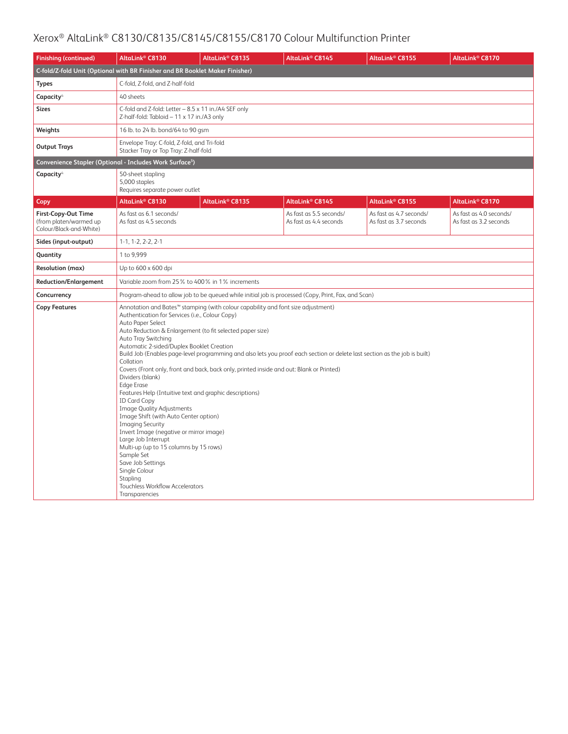# Xerox® AltaLink® C8130/C8135/C8145/C8155/C8170 Colour Multifunction Printer

| Finishing (continued) | AltaLink® C8130 | AltaLink® C8135 | AltaLink® C8145 | AltaLink® C8155 | AltaLink® C8170 |
|---|---|---|---|---|---|
| **C-fold/Z-fold Unit (Optional with BR Finisher and BR Booklet Maker Finisher)** | | | | | |
| **Types** | C-fold, Z-fold, and Z-half-fold | | | | |
| **Capacity**[4] | 40 sheets | | | | |
| **Sizes** | C-fold and Z-fold: Letter – 8.5 x 11 in./A4 SEF only<br>Z-half-fold: Tabloid – 11 x 17 in./A3 only | | | | |
| **Weights** | 16 lb. to 24 lb. bond/64 to 90 gsm | | | | |
| **Output Trays** | Envelope Tray: C-fold, Z-fold, and Tri-fold<br>Stacker Tray or Top Tray: Z-half-fold | | | | |
| **Convenience Stapler (Optional - Includes Work Surface[5])** | | | | | |
| **Capacity**[4] | 50-sheet stapling<br>5,000 staples<br>Requires separate power outlet | | | | |

| Copy | AltaLink® C8130 | AltaLink® C8135 | AltaLink® C8145 | AltaLink® C8155 | AltaLink® C8170 |
|---|---|---|---|---|---|
| **First-Copy-Out Time** (from platen/warmed up Colour/Black-and-White) | As fast as 6.1 seconds/<br>As fast as 4.5 seconds | | As fast as 5.5 seconds/<br>As fast as 4.4 seconds | As fast as 4.7 seconds/<br>As fast as 3.7 seconds | As fast as 4.0 seconds/<br>As fast as 3.2 seconds |
| **Sides (input-output)** | 1-1, 1-2, 2-2, 2-1 | | | | |
| **Quantity** | 1 to 9,999 | | | | |
| **Resolution (max)** | Up to 600 x 600 dpi | | | | |
| **Reduction/Enlargement** | Variable zoom from 25% to 400% in 1% increments | | | | |
| **Concurrency** | Program-ahead to allow job to be queued while initial job is processed (Copy, Print, Fax, and Scan) | | | | |
| **Copy Features** | Annotation and Bates™ stamping (with colour capability and font size adjustment)<br>Authentication for Services (i.e., Colour Copy)<br>Auto Paper Select<br>Auto Reduction & Enlargement (to fit selected paper size)<br>Auto Tray Switching<br>Automatic 2-sided/Duplex Booklet Creation<br>Build Job (Enables page-level programming and also lets you proof each section or delete last section as the job is built)<br>Collation<br>Covers (Front only, front and back, back only, printed inside and out: Blank or Printed)<br>Dividers (blank)<br>Edge Erase<br>Features Help (Intuitive text and graphic descriptions)<br>ID Card Copy<br>Image Quality Adjustments<br>Image Shift (with Auto Center option)<br>Imaging Security<br>Invert Image (negative or mirror image)<br>Large Job Interrupt<br>Multi-up (up to 15 columns by 15 rows)<br>Sample Set<br>Save Job Settings<br>Single Colour<br>Stapling<br>Touchless Workflow Accelerators<br>Transparencies | | | | |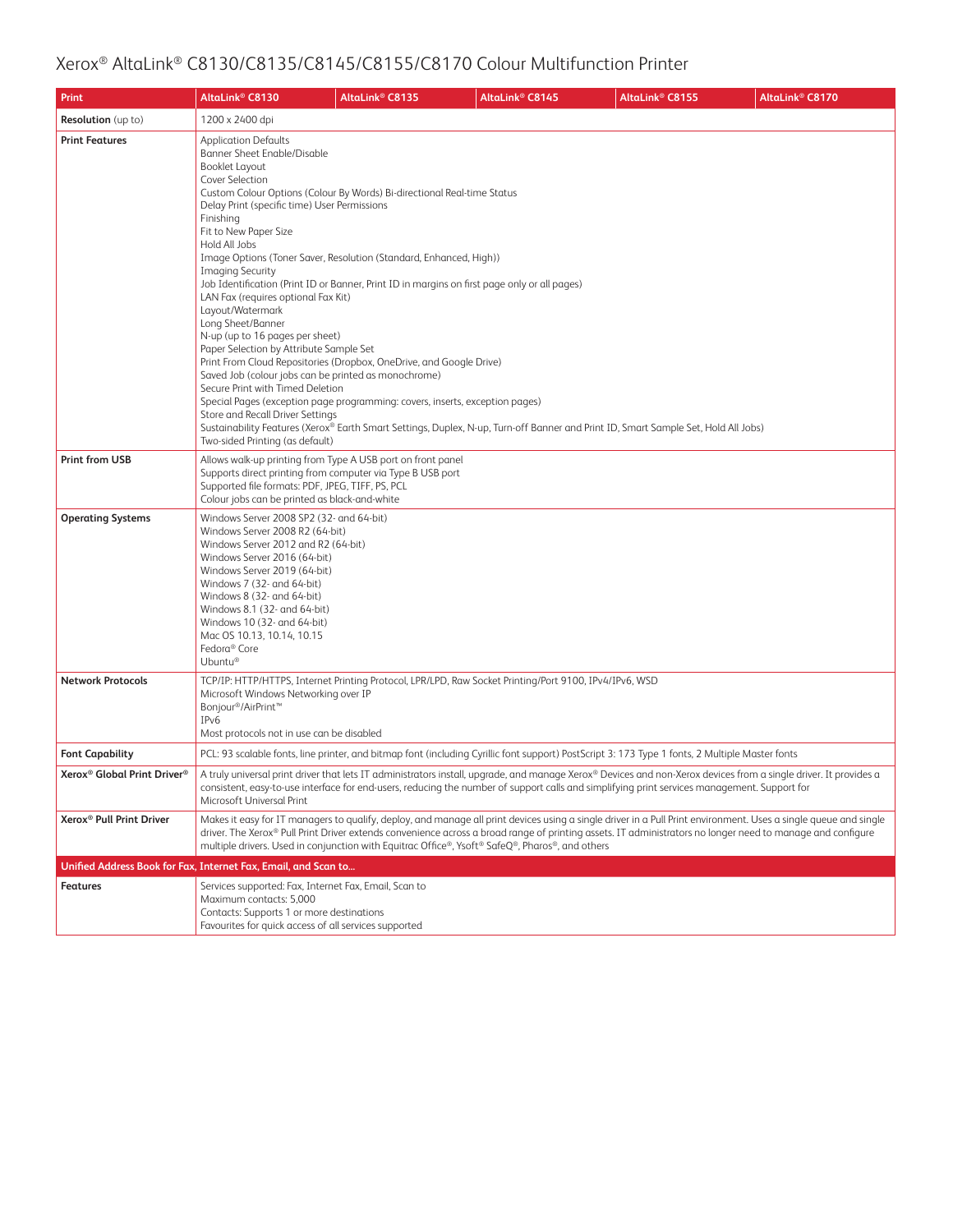# Xerox® AltaLink® C8130/C8135/C8145/C8155/C8170 Colour Multifunction Printer

| Print | AltaLink® C8130 | AltaLink® C8135 | AltaLink® C8145 | AltaLink® C8155 | AltaLink® C8170 |
|---|---|---|---|---|---|
| **Resolution** (up to) | 1200 x 2400 dpi | | | | |
| **Print Features** | Application Defaults<br>Banner Sheet Enable/Disable<br>Booklet Layout<br>Cover Selection<br>Custom Colour Options (Colour By Words) Bi-directional Real-time Status<br>Delay Print (specific time) User Permissions<br>Finishing<br>Fit to New Paper Size<br>Hold All Jobs<br>Image Options (Toner Saver, Resolution (Standard, Enhanced, High))<br>Imaging Security<br>Job Identification (Print ID or Banner, Print ID in margins on first page only or all pages)<br>LAN Fax (requires optional Fax Kit)<br>Layout/Watermark<br>Long Sheet/Banner<br>N-up (up to 16 pages per sheet)<br>Paper Selection by Attribute Sample Set<br>Print From Cloud Repositories (Dropbox, OneDrive, and Google Drive)<br>Saved Job (colour jobs can be printed as monochrome)<br>Secure Print with Timed Deletion<br>Special Pages (exception page programming: covers, inserts, exception pages)<br>Store and Recall Driver Settings<br>Sustainability Features (Xerox® Earth Smart Settings, Duplex, N-up, Turn-off Banner and Print ID, Smart Sample Set, Hold All Jobs)<br>Two-sided Printing (as default) | | | | |
| **Print from USB** | Allows walk-up printing from Type A USB port on front panel<br>Supports direct printing from computer via Type B USB port<br>Supported file formats: PDF, JPEG, TIFF, PS, PCL<br>Colour jobs can be printed as black-and-white | | | | |
| **Operating Systems** | Windows Server 2008 SP2 (32- and 64-bit)<br>Windows Server 2008 R2 (64-bit)<br>Windows Server 2012 and R2 (64-bit)<br>Windows Server 2016 (64-bit)<br>Windows Server 2019 (64-bit)<br>Windows 7 (32- and 64-bit)<br>Windows 8 (32- and 64-bit)<br>Windows 8.1 (32- and 64-bit)<br>Windows 10 (32- and 64-bit)<br>Mac OS 10.13, 10.14, 10.15<br>Fedora® Core<br>Ubuntu® | | | | |
| **Network Protocols** | TCP/IP: HTTP/HTTPS, Internet Printing Protocol, LPR/LPD, Raw Socket Printing/Port 9100, IPv4/IPv6, WSD<br>Microsoft Windows Networking over IP<br>Bonjour®/AirPrint™<br>IPv6<br>Most protocols not in use can be disabled | | | | |
| **Font Capability** | PCL: 93 scalable fonts, line printer, and bitmap font (including Cyrillic font support) PostScript 3: 173 Type 1 fonts, 2 Multiple Master fonts | | | | |
| **Xerox® Global Print Driver®** | A truly universal print driver that lets IT administrators install, upgrade, and manage Xerox® Devices and non-Xerox devices from a single driver. It provides a consistent, easy-to-use interface for end-users, reducing the number of support calls and simplifying print services management. Support for Microsoft Universal Print | | | | |
| **Xerox® Pull Print Driver** | Makes it easy for IT managers to qualify, deploy, and manage all print devices using a single driver in a Pull Print environment. Uses a single queue and single driver. The Xerox® Pull Print Driver extends convenience across a broad range of printing assets. IT administrators no longer need to manage and configure multiple drivers. Used in conjunction with Equitrac Office®, Ysoft® SafeQ®, Pharos®, and others | | | | |
| **Unified Address Book for Fax, Internet Fax, Email, and Scan to...** | | | | | |
| **Features** | Services supported: Fax, Internet Fax, Email, Scan to<br>Maximum contacts: 5,000<br>Contacts: Supports 1 or more destinations<br>Favourites for quick access of all services supported | | | | |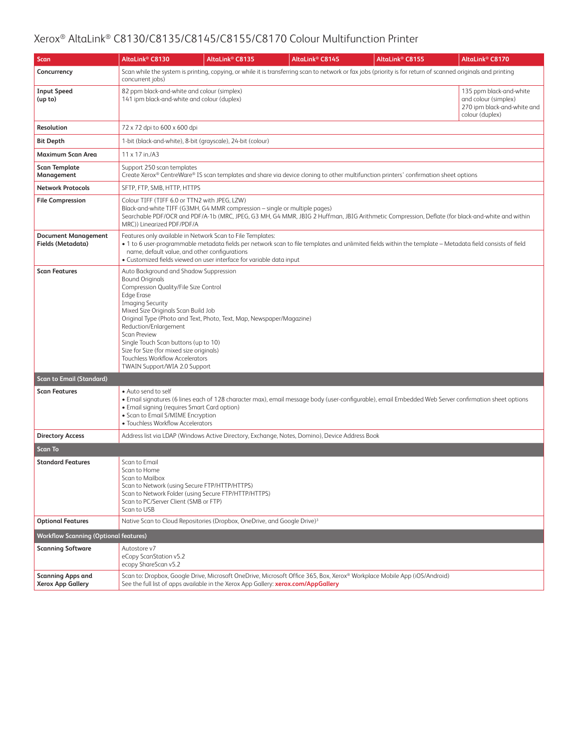# Xerox® AltaLink® C8130/C8135/C8145/C8155/C8170 Colour Multifunction Printer

| Scan | AltaLink® C8130 | AltaLink® C8135 | AltaLink® C8145 | AltaLink® C8155 | AltaLink® C8170 |
|---|---|---|---|---|---|
| **Concurrency** | Scan while the system is printing, copying, or while it is transferring scan to network or fax jobs (priority is for return of scanned originals and printing concurrent jobs) | | | | |
| **Input Speed (up to)** | 82 ppm black-and-white and colour (simplex)<br>141 ipm black-and-white and colour (duplex) | | | | 135 ppm black-and-white and colour (simplex)<br>270 ipm black-and-white and colour (duplex) |
| **Resolution** | 72 x 72 dpi to 600 x 600 dpi | | | | |
| **Bit Depth** | 1-bit (black-and-white), 8-bit (grayscale), 24-bit (colour) | | | | |
| **Maximum Scan Area** | 11 x 17 in./A3 | | | | |
| **Scan Template Management** | Support 250 scan templates<br>Create Xerox® CentreWare® IS scan templates and share via device cloning to other multifunction printers' confirmation sheet options | | | | |
| **Network Protocols** | SFTP, FTP, SMB, HTTP, HTTPS | | | | |
| **File Compression** | Colour TIFF (TIFF 6.0 or TTN2 with JPEG, LZW)<br>Black-and-white TIFF (G3MH, G4 MMR compression – single or multiple pages)<br>Searchable PDF/OCR and PDF/A-1b (MRC, JPEG, G3 MH, G4 MMR, JBIG 2 Huffman, JBIG Arithmetic Compression, Deflate (for black-and-white and within MRC)) Linearized PDF/PDF/A | | | | |
| **Document Management Fields (Metadata)** | Features only available in Network Scan to File Templates:<br>• 1 to 6 user-programmable metadata fields per network scan to file templates and unlimited fields within the template – Metadata field consists of field name, default value, and other configurations<br>• Customized fields viewed on user interface for variable data input | | | | |
| **Scan Features** | Auto Background and Shadow Suppression<br>Bound Originals<br>Compression Quality/File Size Control<br>Edge Erase<br>Imaging Security<br>Mixed Size Originals Scan Build Job<br>Original Type (Photo and Text, Photo, Text, Map, Newspaper/Magazine)<br>Reduction/Enlargement<br>Scan Preview<br>Single Touch Scan buttons (up to 10)<br>Size for Size (for mixed size originals)<br>Touchless Workflow Accelerators<br>TWAIN Support/WIA 2.0 Support | | | | |
| **Scan to Email (Standard)** | | | | | |
| **Scan Features** | • Auto send to self<br>• Email signatures (6 lines each of 128 character max), email message body (user-configurable), email Embedded Web Server confirmation sheet options<br>• Email signing (requires Smart Card option)<br>• Scan to Email S/MIME Encryption<br>• Touchless Workflow Accelerators | | | | |
| **Directory Access** | Address list via LDAP (Windows Active Directory, Exchange, Notes, Domino), Device Address Book | | | | |
| **Scan To** | | | | | |
| **Standard Features** | Scan to Email<br>Scan to Home<br>Scan to Mailbox<br>Scan to Network (using Secure FTP/HTTP/HTTPS)<br>Scan to Network Folder (using Secure FTP/HTTP/HTTPS)<br>Scan to PC/Server Client (SMB or FTP)<br>Scan to USB | | | | |
| **Optional Features** | Native Scan to Cloud Repositories (Dropbox, OneDrive, and Google Drive)[3] | | | | |
| **Workflow Scanning (Optional features)** | | | | | |
| **Scanning Software** | Autostore v7<br>eCopy ScanStation v5.2<br>ecopy ShareScan v5.2 | | | | |
| **Scanning Apps and Xerox App Gallery** | Scan to: Dropbox, Google Drive, Microsoft OneDrive, Microsoft Office 365, Box, Xerox® Workplace Mobile App (iOS/Android)<br>See the full list of apps available in the Xerox App Gallery: **xerox.com/AppGallery** | | | | |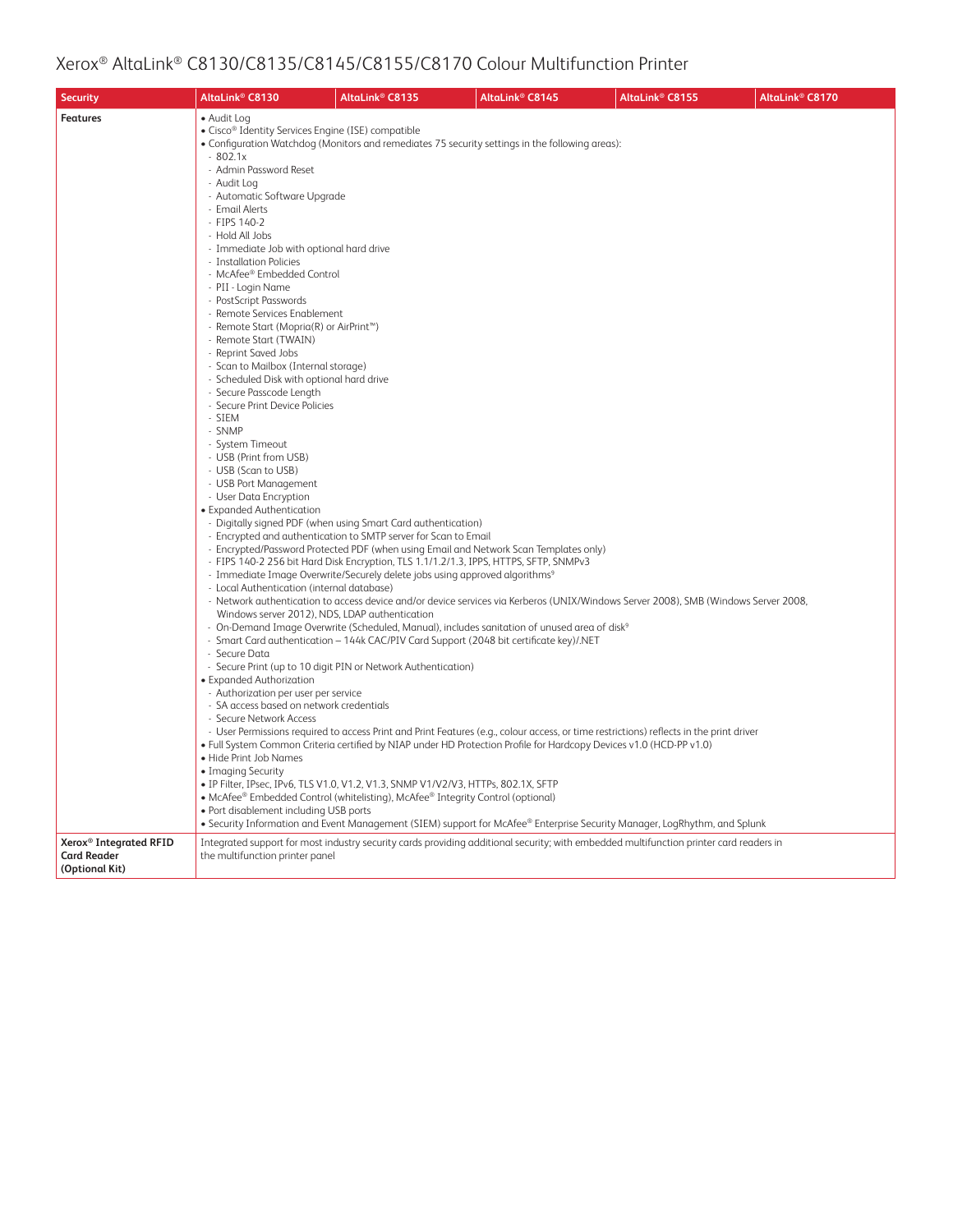# Xerox® AltaLink® C8130/C8135/C8145/C8155/C8170 Colour Multifunction Printer

| Security | AltaLink® C8130 | AltaLink® C8135 | AltaLink® C8145 | AltaLink® C8155 | AltaLink® C8170 |
|---|---|---|---|---|---|
| **Features** | • Audit Log<br>• Cisco® Identity Services Engine (ISE) compatible<br>• Configuration Watchdog (Monitors and remediates 75 security settings in the following areas):<br>- 802.1x<br>- Admin Password Reset<br>- Audit Log<br>- Automatic Software Upgrade<br>- Email Alerts<br>- FIPS 140-2<br>- Hold All Jobs<br>- Immediate Job with optional hard drive<br>- Installation Policies<br>- McAfee® Embedded Control<br>- PII - Login Name<br>- PostScript Passwords<br>- Remote Services Enablement<br>- Remote Start (Mopria(R) or AirPrint™)<br>- Remote Start (TWAIN)<br>- Reprint Saved Jobs<br>- Scan to Mailbox (Internal storage)<br>- Scheduled Disk with optional hard drive<br>- Secure Passcode Length<br>- Secure Print Device Policies<br>- SIEM<br>- SNMP<br>- System Timeout<br>- USB (Print from USB)<br>- USB (Scan to USB)<br>- USB Port Management<br>- User Data Encryption<br>• Expanded Authentication<br>- Digitally signed PDF (when using Smart Card authentication)<br>- Encrypted and authentication to SMTP server for Scan to Email<br>- Encrypted/Password Protected PDF (when using Email and Network Scan Templates only)<br>- FIPS 140-2 256 bit Hard Disk Encryption, TLS 1.1/1.2/1.3, IPPS, HTTPS, SFTP, SNMPv3<br>- Immediate Image Overwrite/Securely delete jobs using approved algorithms[9]<br>- Local Authentication (internal database)<br>- Network authentication to access device and/or device services via Kerberos (UNIX/Windows Server 2008), SMB (Windows Server 2008, Windows server 2012), NDS, LDAP authentication<br>- On-Demand Image Overwrite (Scheduled, Manual), includes sanitation of unused area of disk[9]<br>- Smart Card authentication – 144k CAC/PIV Card Support (2048 bit certificate key)/.NET<br>- Secure Data<br>- Secure Print (up to 10 digit PIN or Network Authentication)<br>• Expanded Authorization<br>- Authorization per user per service<br>- SA access based on network credentials<br>- Secure Network Access<br>- User Permissions required to access Print and Print Features (e.g., colour access, or time restrictions) reflects in the print driver<br>• Full System Common Criteria certified by NIAP under HD Protection Profile for Hardcopy Devices v1.0 (HCD-PP v1.0)<br>• Hide Print Job Names<br>• Imaging Security<br>• IP Filter, IPsec, IPv6, TLS V1.0, V1.2, V1.3, SNMP V1/V2/V3, HTTPs, 802.1X, SFTP<br>• McAfee® Embedded Control (whitelisting), McAfee® Integrity Control (optional)<br>• Port disablement including USB ports<br>• Security Information and Event Management (SIEM) support for McAfee® Enterprise Security Manager, LogRhythm, and Splunk | | | | |
| **Xerox® Integrated RFID Card Reader (Optional Kit)** | Integrated support for most industry security cards providing additional security; with embedded multifunction printer card readers in the multifunction printer panel | | | | |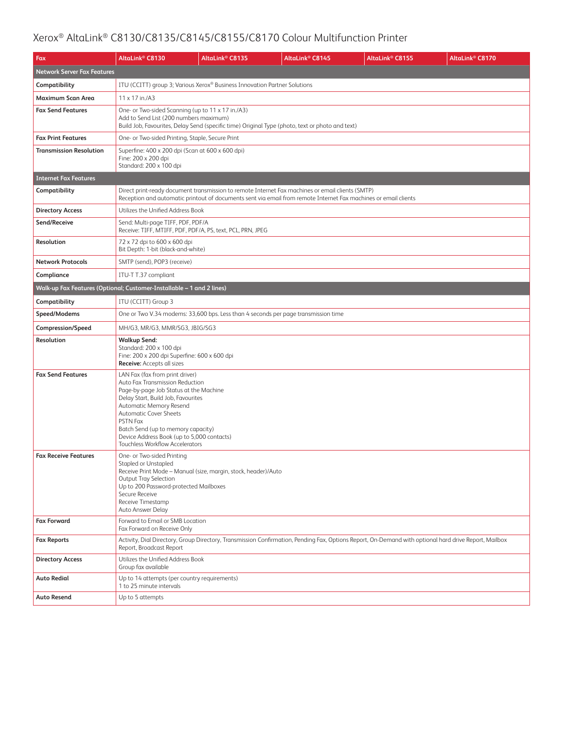# Xerox® AltaLink® C8130/C8135/C8145/C8155/C8170 Colour Multifunction Printer

| Fax | AltaLink® C8130 | AltaLink® C8135 | AltaLink® C8145 | AltaLink® C8155 | AltaLink® C8170 |
|---|---|---|---|---|---|
| **Network Server Fax Features** | | | | | |
| **Compatibility** | ITU (CCITT) group 3; Various Xerox® Business Innovation Partner Solutions | | | | |
| **Maximum Scan Area** | 11 x 17 in./A3 | | | | |
| **Fax Send Features** | One- or Two-sided Scanning (up to 11 x 17 in./A3)<br>Add to Send List (200 numbers maximum)<br>Build Job, Favourites, Delay Send (specific time) Original Type (photo, text or photo and text) | | | | |
| **Fax Print Features** | One- or Two-sided Printing, Staple, Secure Print | | | | |
| **Transmission Resolution** | Superfine: 400 x 200 dpi (Scan at 600 x 600 dpi)<br>Fine: 200 x 200 dpi<br>Standard: 200 x 100 dpi | | | | |
| **Internet Fax Features** | | | | | |
| **Compatibility** | Direct print-ready document transmission to remote Internet Fax machines or email clients (SMTP)<br>Reception and automatic printout of documents sent via email from remote Internet Fax machines or email clients | | | | |
| **Directory Access** | Utilizes the Unified Address Book | | | | |
| **Send/Receive** | Send: Multi-page TIFF, PDF, PDF/A<br>Receive: TIFF, MTIFF, PDF, PDF/A, PS, text, PCL, PRN, JPEG | | | | |
| **Resolution** | 72 x 72 dpi to 600 x 600 dpi<br>Bit Depth: 1-bit (black-and-white) | | | | |
| **Network Protocols** | SMTP (send), POP3 (receive) | | | | |
| **Compliance** | ITU-T T.37 compliant | | | | |
| **Walk-up Fax Features (Optional; Customer-Installable – 1 and 2 lines)** | | | | | |
| **Compatibility** | ITU (CCITT) Group 3 | | | | |
| **Speed/Modems** | One or Two V.34 modems: 33,600 bps. Less than 4 seconds per page transmission time | | | | |
| **Compression/Speed** | MH/G3, MR/G3, MMR/SG3, JBIG/SG3 | | | | |
| **Resolution** | **Walkup Send:**<br>Standard: 200 x 100 dpi<br>Fine: 200 x 200 dpi Superfine: 600 x 600 dpi<br>**Receive:** Accepts all sizes | | | | |
| **Fax Send Features** | LAN Fax (fax from print driver)<br>Auto Fax Transmission Reduction<br>Page-by-page Job Status at the Machine<br>Delay Start, Build Job, Favourites<br>Automatic Memory Resend<br>Automatic Cover Sheets<br>PSTN Fax<br>Batch Send (up to memory capacity)<br>Device Address Book (up to 5,000 contacts)<br>Touchless Workflow Accelerators | | | | |
| **Fax Receive Features** | One- or Two-sided Printing<br>Stapled or Unstapled<br>Receive Print Mode – Manual (size, margin, stock, header)/Auto<br>Output Tray Selection<br>Up to 200 Password-protected Mailboxes<br>Secure Receive<br>Receive Timestamp<br>Auto Answer Delay | | | | |
| **Fax Forward** | Forward to Email or SMB Location<br>Fax Forward on Receive Only | | | | |
| **Fax Reports** | Activity, Dial Directory, Group Directory, Transmission Confirmation, Pending Fax, Options Report, On-Demand with optional hard drive Report, Mailbox Report, Broadcast Report | | | | |
| **Directory Access** | Utilizes the Unified Address Book<br>Group fax available | | | | |
| **Auto Redial** | Up to 14 attempts (per country requirements)<br>1 to 25 minute intervals | | | | |
| **Auto Resend** | Up to 5 attempts | | | | |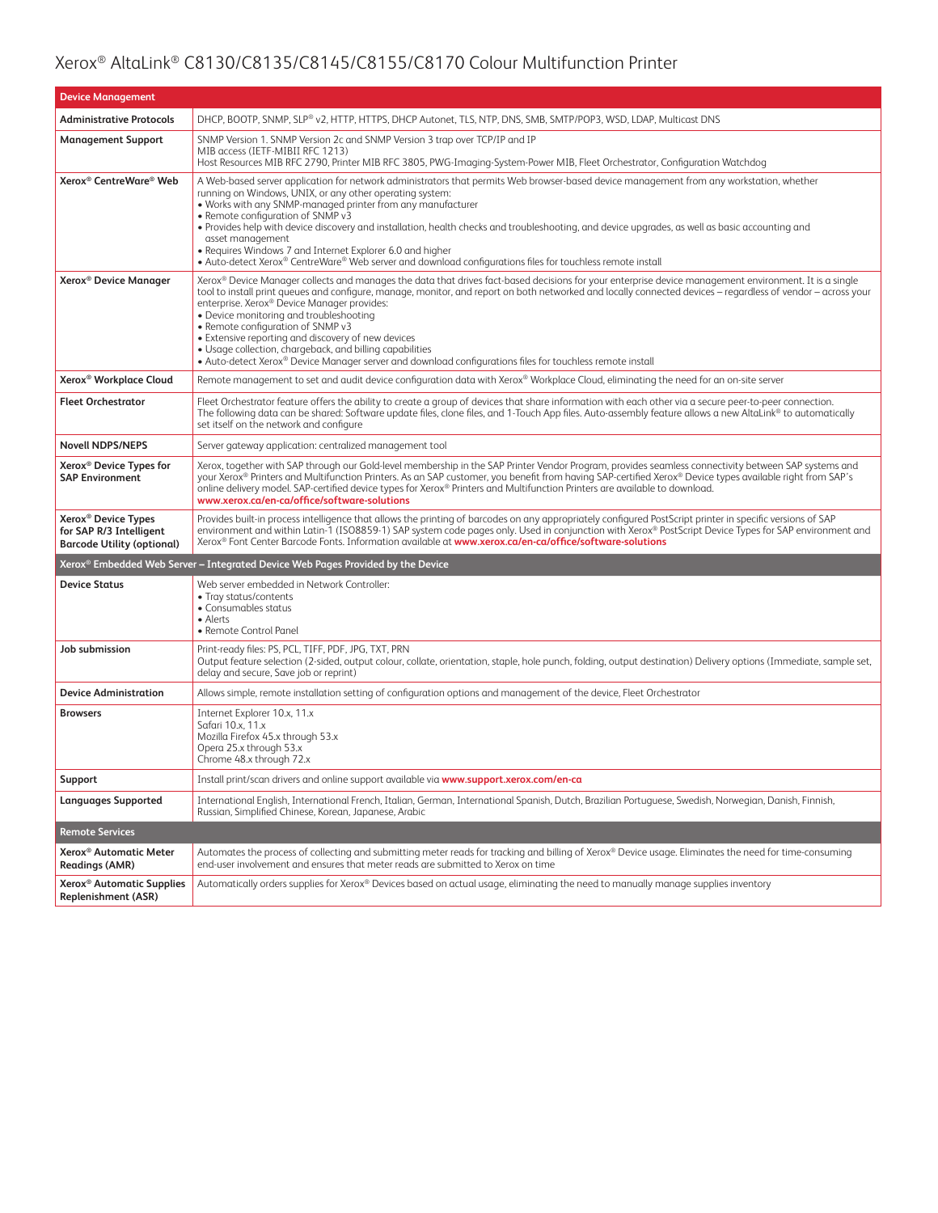# Xerox® AltaLink® C8130/C8135/C8145/C8155/C8170 Colour Multifunction Printer

| Device Management | |
|---|---|
| **Administrative Protocols** | DHCP, BOOTP, SNMP, SLP® v2, HTTP, HTTPS, DHCP Autonet, TLS, NTP, DNS, SMB, SMTP/POP3, WSD, LDAP, Multicast DNS |
| **Management Support** | SNMP Version 1. SNMP Version 2c and SNMP Version 3 trap over TCP/IP and IP<br>MIB access (IETF-MIBII RFC 1213)<br>Host Resources MIB RFC 2790, Printer MIB RFC 3805, PWG-Imaging-System-Power MIB, Fleet Orchestrator, Configuration Watchdog |
| **Xerox® CentreWare® Web** | A Web-based server application for network administrators that permits Web browser-based device management from any workstation, whether running on Windows, UNIX, or any other operating system:<br>• Works with any SNMP-managed printer from any manufacturer<br>• Remote configuration of SNMP v3<br>• Provides help with device discovery and installation, health checks and troubleshooting, and device upgrades, as well as basic accounting and asset management<br>• Requires Windows 7 and Internet Explorer 6.0 and higher<br>• Auto-detect Xerox® CentreWare® Web server and download configurations files for touchless remote install |
| **Xerox® Device Manager** | Xerox® Device Manager collects and manages the data that drives fact-based decisions for your enterprise device management environment. It is a single tool to install print queues and configure, manage, monitor, and report on both networked and locally connected devices – regardless of vendor – across your enterprise. Xerox® Device Manager provides:<br>• Device monitoring and troubleshooting<br>• Remote configuration of SNMP v3<br>• Extensive reporting and discovery of new devices<br>• Usage collection, chargeback, and billing capabilities<br>• Auto-detect Xerox® Device Manager server and download configurations files for touchless remote install |
| **Xerox® Workplace Cloud** | Remote management to set and audit device configuration data with Xerox® Workplace Cloud, eliminating the need for an on-site server |
| **Fleet Orchestrator** | Fleet Orchestrator feature offers the ability to create a group of devices that share information with each other via a secure peer-to-peer connection. The following data can be shared: Software update files, clone files, and 1-Touch App files. Auto-assembly feature allows a new AltaLink® to automatically set itself on the network and configure |
| **Novell NDPS/NEPS** | Server gateway application: centralized management tool |
| **Xerox® Device Types for SAP Environment** | Xerox, together with SAP through our Gold-level membership in the SAP Printer Vendor Program, provides seamless connectivity between SAP systems and your Xerox® Printers and Multifunction Printers. As an SAP customer, you benefit from having SAP-certified Xerox® Device types available right from SAP's online delivery model. SAP-certified device types for Xerox® Printers and Multifunction Printers are available to download.<br>**www.xerox.ca/en-ca/office/software-solutions** |
| **Xerox® Device Types for SAP R/3 Intelligent Barcode Utility (optional)** | Provides built-in process intelligence that allows the printing of barcodes on any appropriately configured PostScript printer in specific versions of SAP environment and within Latin-1 (ISO8859-1) SAP system code pages only. Used in conjunction with Xerox® PostScript Device Types for SAP environment and Xerox® Font Center Barcode Fonts. Information available at **www.xerox.ca/en-ca/office/software-solutions** |
| **Xerox® Embedded Web Server – Integrated Device Web Pages Provided by the Device** | |
| **Device Status** | Web server embedded in Network Controller:<br>• Tray status/contents<br>• Consumables status<br>• Alerts<br>• Remote Control Panel |
| **Job submission** | Print-ready files: PS, PCL, TIFF, PDF, JPG, TXT, PRN<br>Output feature selection (2-sided, output colour, collate, orientation, staple, hole punch, folding, output destination) Delivery options (Immediate, sample set, delay and secure, Save job or reprint) |
| **Device Administration** | Allows simple, remote installation setting of configuration options and management of the device, Fleet Orchestrator |
| **Browsers** | Internet Explorer 10.x, 11.x<br>Safari 10.x, 11.x<br>Mozilla Firefox 45.x through 53.x<br>Opera 25.x through 53.x<br>Chrome 48.x through 72.x |
| **Support** | Install print/scan drivers and online support available via **www.support.xerox.com/en-ca** |
| **Languages Supported** | International English, International French, Italian, German, International Spanish, Dutch, Brazilian Portuguese, Swedish, Norwegian, Danish, Finnish, Russian, Simplified Chinese, Korean, Japanese, Arabic |
| **Remote Services** | |
| **Xerox® Automatic Meter Readings (AMR)** | Automates the process of collecting and submitting meter reads for tracking and billing of Xerox® Device usage. Eliminates the need for time-consuming end-user involvement and ensures that meter reads are submitted to Xerox on time |
| **Xerox® Automatic Supplies Replenishment (ASR)** | Automatically orders supplies for Xerox® Devices based on actual usage, eliminating the need to manually manage supplies inventory |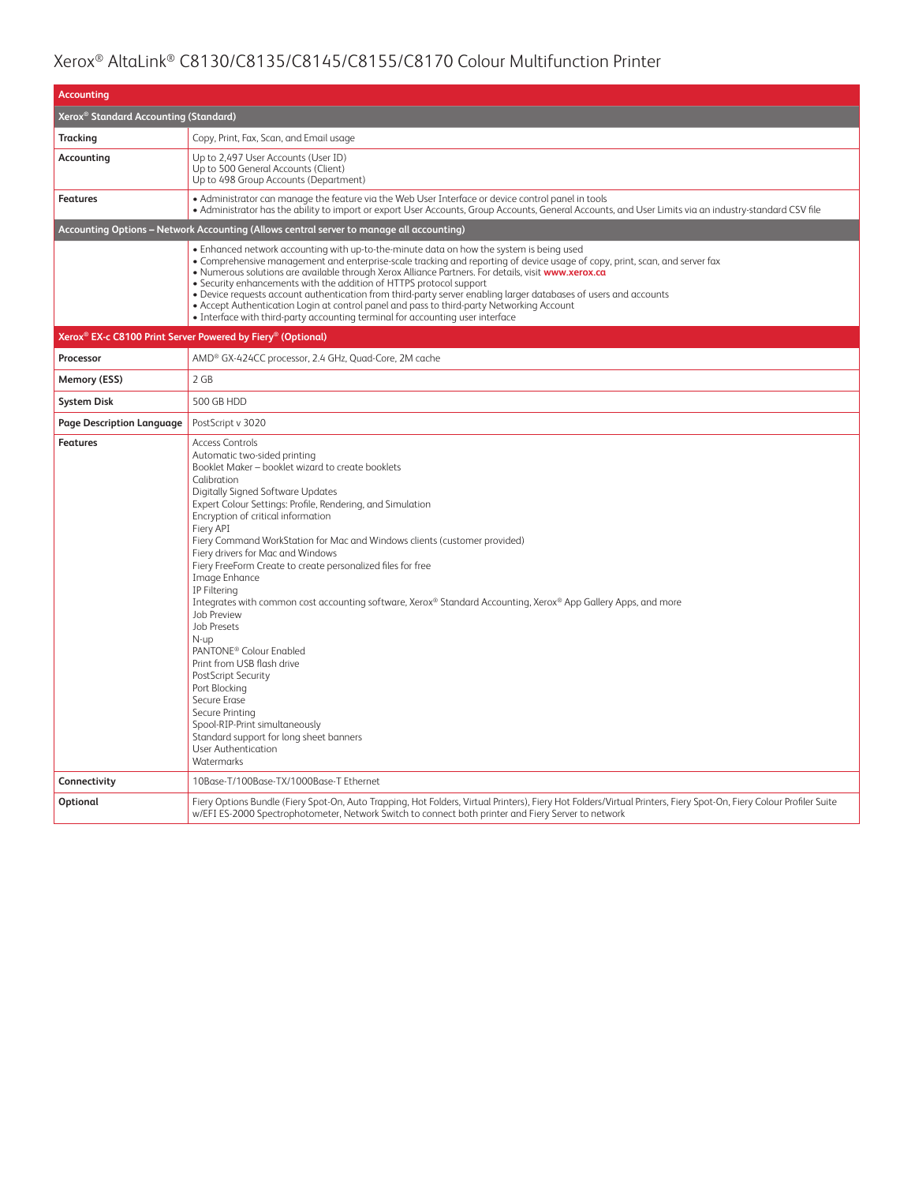| Accounting | |
|---|---|
| **Xerox® Standard Accounting (Standard)** | |
| **Tracking** | Copy, Print, Fax, Scan, and Email usage |
| **Accounting** | Up to 2,497 User Accounts (User ID)<br>Up to 500 General Accounts (Client)<br>Up to 498 Group Accounts (Department) |
| **Features** | • Administrator can manage the feature via the Web User Interface or device control panel in tools<br>• Administrator has the ability to import or export User Accounts, Group Accounts, General Accounts, and User Limits via an industry-standard CSV file |
| **Accounting Options – Network Accounting (Allows central server to manage all accounting)** | |
| | • Enhanced network accounting with up-to-the-minute data on how the system is being used<br>• Comprehensive management and enterprise-scale tracking and reporting of device usage of copy, print, scan, and server fax<br>• Numerous solutions are available through Xerox Alliance Partners. For details, visit **www.xerox.ca**<br>• Security enhancements with the addition of HTTPS protocol support<br>• Device requests account authentication from third-party server enabling larger databases of users and accounts<br>• Accept Authentication Login at control panel and pass to third-party Networking Account<br>• Interface with third-party accounting terminal for accounting user interface |
| **Xerox® EX-c C8100 Print Server Powered by Fiery® (Optional)** | |
| **Processor** | AMD® GX-424CC processor, 2.4 GHz, Quad-Core, 2M cache |
| **Memory (ESS)** | 2 GB |
| **System Disk** | 500 GB HDD |
| **Page Description Language** | PostScript v 3020 |
| **Features** | Access Controls<br>Automatic two-sided printing<br>Booklet Maker – booklet wizard to create booklets<br>Calibration<br>Digitally Signed Software Updates<br>Expert Colour Settings: Profile, Rendering, and Simulation<br>Encryption of critical information<br>Fiery API<br>Fiery Command WorkStation for Mac and Windows clients (customer provided)<br>Fiery drivers for Mac and Windows<br>Fiery FreeForm Create to create personalized files for free<br>Image Enhance<br>IP Filtering<br>Integrates with common cost accounting software, Xerox® Standard Accounting, Xerox® App Gallery Apps, and more<br>Job Preview<br>Job Presets<br>N-up<br>PANTONE® Colour Enabled<br>Print from USB flash drive<br>PostScript Security<br>Port Blocking<br>Secure Erase<br>Secure Printing<br>Spool-RIP-Print simultaneously<br>Standard support for long sheet banners<br>User Authentication<br>Watermarks |
| **Connectivity** | 10Base-T/100Base-TX/1000Base-T Ethernet |
| **Optional** | Fiery Options Bundle (Fiery Spot-On, Auto Trapping, Hot Folders, Virtual Printers), Fiery Hot Folders/Virtual Printers, Fiery Spot-On, Fiery Colour Profiler Suite w/EFI ES-2000 Spectrophotometer, Network Switch to connect both printer and Fiery Server to network |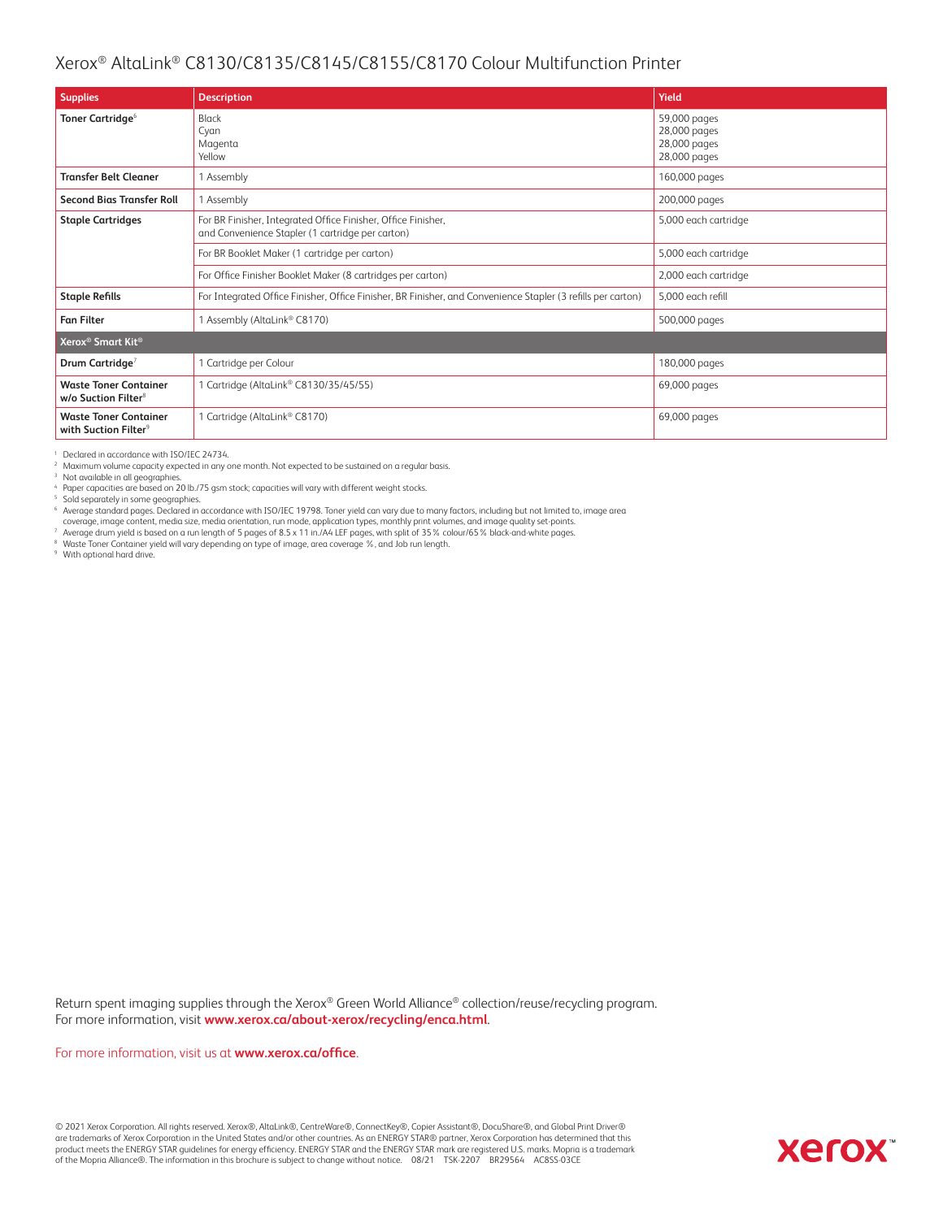Xerox® AltaLink® C8130/C8135/C8145/C8155/C8170 Colour Multifunction Printer

| Supplies | Description | Yield |
|---|---|---|
| **Toner Cartridge**[6] | Black<br>Cyan<br>Magenta<br>Yellow | 59,000 pages<br>28,000 pages<br>28,000 pages<br>28,000 pages |
| **Transfer Belt Cleaner** | 1 Assembly | 160,000 pages |
| **Second Bias Transfer Roll** | 1 Assembly | 200,000 pages |
| **Staple Cartridges** | For BR Finisher, Integrated Office Finisher, Office Finisher, and Convenience Stapler (1 cartridge per carton) | 5,000 each cartridge |
| | For BR Booklet Maker (1 cartridge per carton) | 5,000 each cartridge |
| | For Office Finisher Booklet Maker (8 cartridges per carton) | 2,000 each cartridge |
| **Staple Refills** | For Integrated Office Finisher, Office Finisher, BR Finisher, and Convenience Stapler (3 refills per carton) | 5,000 each refill |
| **Fan Filter** | 1 Assembly (AltaLink® C8170) | 500,000 pages |
| **Xerox® Smart Kit®** | | |
| **Drum Cartridge**[7] | 1 Cartridge per Colour | 180,000 pages |
| **Waste Toner Container w/o Suction Filter**[8] | 1 Cartridge (AltaLink® C8130/35/45/55) | 69,000 pages |
| **Waste Toner Container with Suction Filter**[9] | 1 Cartridge (AltaLink® C8170) | 69,000 pages |

[1] Declared in accordance with ISO/IEC 24734.
[2] Maximum volume capacity expected in any one month. Not expected to be sustained on a regular basis.
[3] Not available in all geographies.
[4] Paper capacities are based on 20 lb./75 gsm stock; capacities will vary with different weight stocks.
[5] Sold separately in some geographies.
[6] Average standard pages. Declared in accordance with ISO/IEC 19798. Toner yield can vary due to many factors, including but not limited to, image area coverage, image content, media size, media orientation, run mode, application types, monthly print volumes, and image quality set-points.
[7] Average drum yield is based on a run length of 5 pages of 8.5 x 11 in./A4 LEF pages, with split of 35% colour/65% black-and-white pages.
[8] Waste Toner Container yield will vary depending on type of image, area coverage %, and Job run length.
[9] With optional hard drive.

Return spent imaging supplies through the Xerox® Green World Alliance® collection/reuse/recycling program. For more information, visit **www.xerox.ca/about-xerox/recycling/enca.html**.

For more information, visit us at **www.xerox.ca/office**.

© 2021 Xerox Corporation. All rights reserved. Xerox®, AltaLink®, CentreWare®, ConnectKey®, Copier Assistant®, DocuShare®, and Global Print Driver® are trademarks of Xerox Corporation in the United States and/or other countries. As an ENERGY STAR® partner, Xerox Corporation has determined that this product meets the ENERGY STAR guidelines for energy efficiency. ENERGY STAR and the ENERGY STAR mark are registered U.S. marks. Mopria is a trademark of the Mopria Alliance®. The information in this brochure is subject to change without notice. 08/21 TSK-2207 BR29564 AC8SS-03CE

xerox™